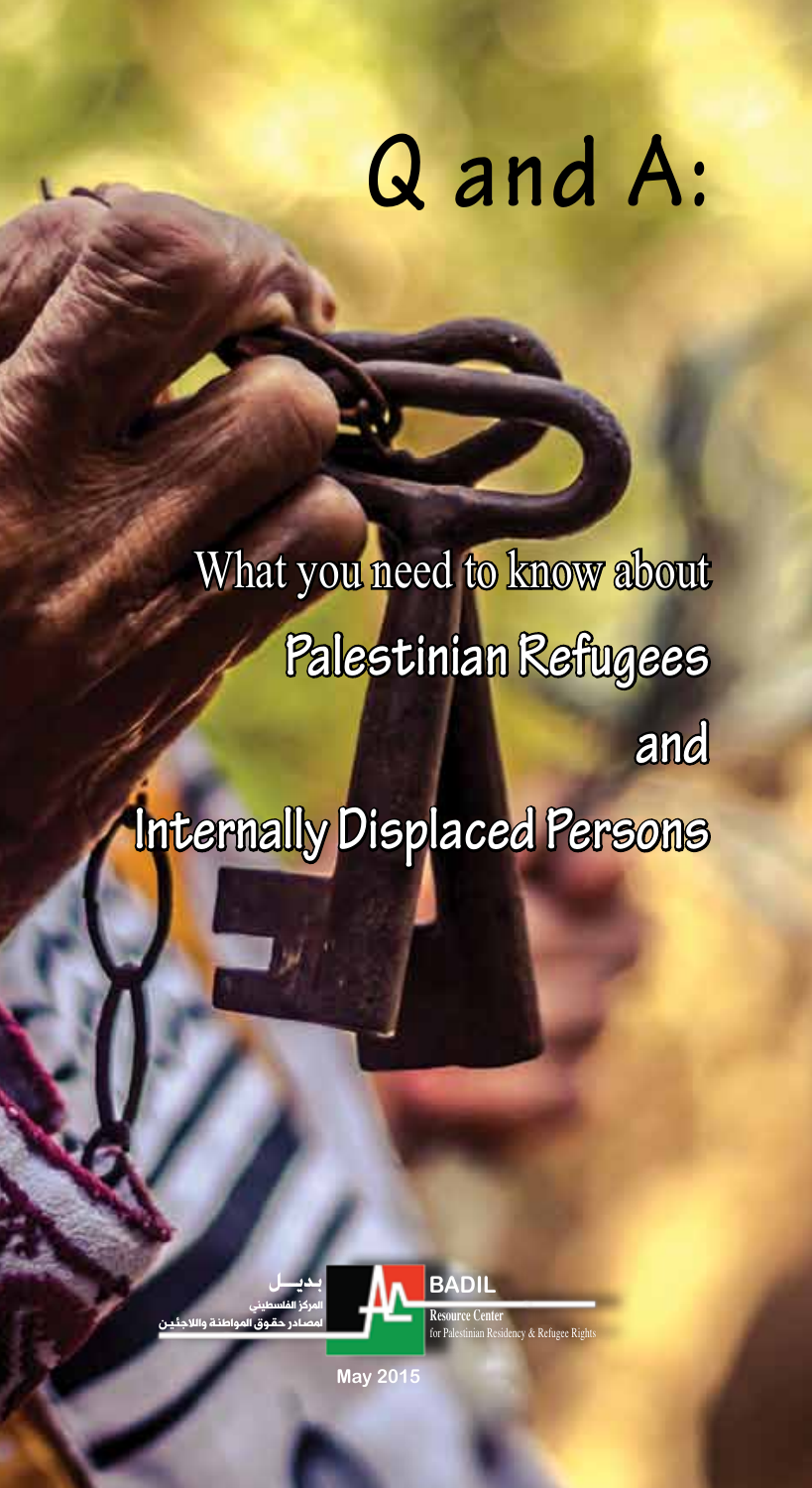# Q and A:

## What you need to know about Palestinian Refugees and Internally Displaced Persons

بديــل
المركز الفلسطيني
لمصادر حقوق المواطنة واللاجئين

BADIL
Resource Center
for Palestinian Residency & Refugee Rights

May 2015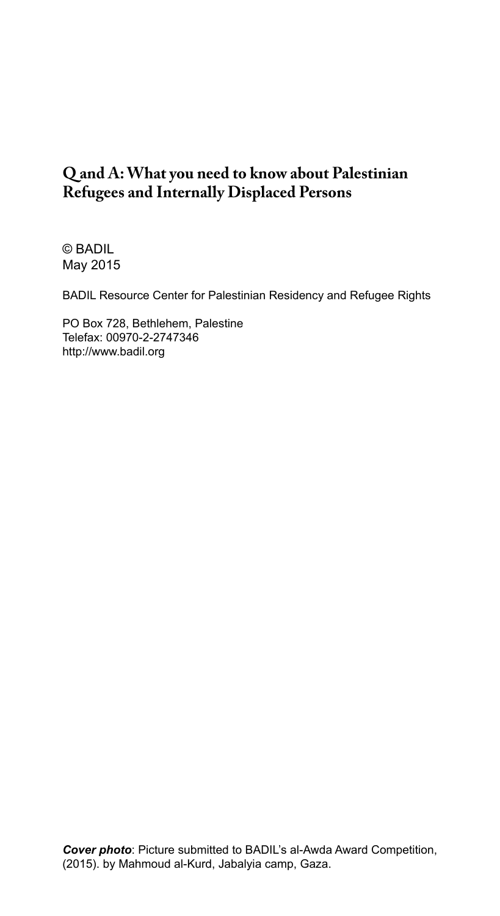## Q and A: What you need to know about Palestinian Refugees and Internally Displaced Persons

© BADIL
May 2015

BADIL Resource Center for Palestinian Residency and Refugee Rights

PO Box 728, Bethlehem, Palestine
Telefax: 00970-2-2747346
http://www.badil.org

***Cover photo***: Picture submitted to BADIL's al-Awda Award Competition, (2015). by Mahmoud al-Kurd, Jabalyia camp, Gaza.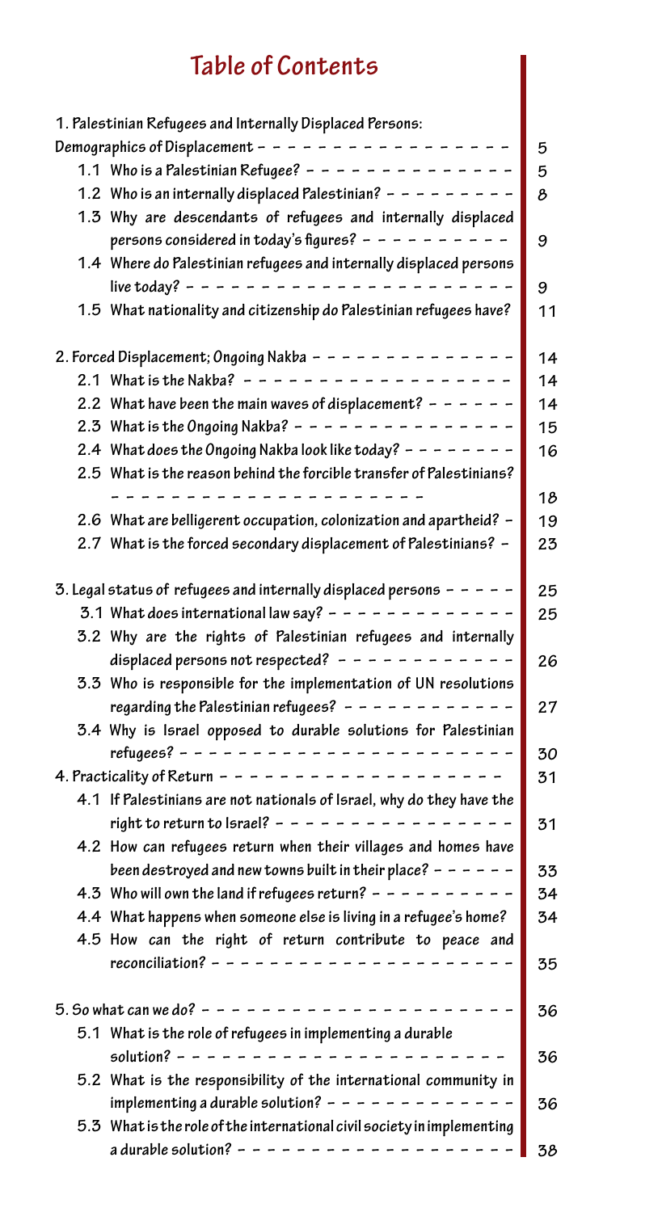# Table of Contents

| Section | Page |
|---|---|
| **1. Palestinian Refugees and Internally Displaced Persons: Demographics of Displacement** | 5 |
| 1.1 Who is a Palestinian Refugee? | 5 |
| 1.2 Who is an internally displaced Palestinian? | 8 |
| 1.3 Why are descendants of refugees and internally displaced persons considered in today's figures? | 9 |
| 1.4 Where do Palestinian refugees and internally displaced persons live today? | 9 |
| 1.5 What nationality and citizenship do Palestinian refugees have? | 11 |
| **2. Forced Displacement; Ongoing Nakba** | 14 |
| 2.1 What is the Nakba? | 14 |
| 2.2 What have been the main waves of displacement? | 14 |
| 2.3 What is the Ongoing Nakba? | 15 |
| 2.4 What does the Ongoing Nakba look like today? | 16 |
| 2.5 What is the reason behind the forcible transfer of Palestinians? | 18 |
| 2.6 What are belligerent occupation, colonization and apartheid? | 19 |
| 2.7 What is the forced secondary displacement of Palestinians? | 23 |
| **3. Legal status of refugees and internally displaced persons** | 25 |
| 3.1 What does international law say? | 25 |
| 3.2 Why are the rights of Palestinian refugees and internally displaced persons not respected? | 26 |
| 3.3 Who is responsible for the implementation of UN resolutions regarding the Palestinian refugees? | 27 |
| 3.4 Why is Israel opposed to durable solutions for Palestinian refugees? | 30 |
| **4. Practicality of Return** | 31 |
| 4.1 If Palestinians are not nationals of Israel, why do they have the right to return to Israel? | 31 |
| 4.2 How can refugees return when their villages and homes have been destroyed and new towns built in their place? | 33 |
| 4.3 Who will own the land if refugees return? | 34 |
| 4.4 What happens when someone else is living in a refugee's home? | 34 |
| 4.5 How can the right of return contribute to peace and reconciliation? | 35 |
| **5. So what can we do?** | 36 |
| 5.1 What is the role of refugees in implementing a durable solution? | 36 |
| 5.2 What is the responsibility of the international community in implementing a durable solution? | 36 |
| 5.3 What is the role of the international civil society in implementing a durable solution? | 38 |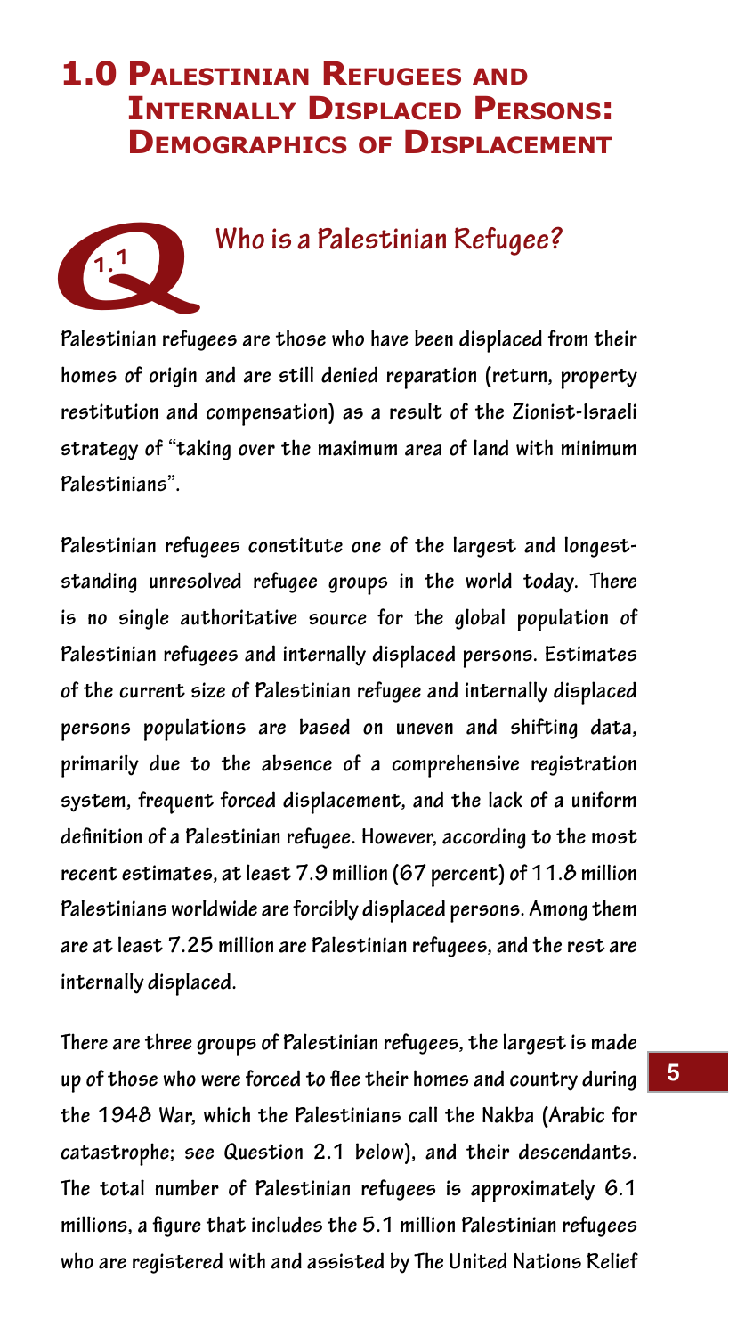# 1.0 Palestinian Refugees and Internally Displaced Persons: Demographics of Displacement

## Q 1.1 Who is a Palestinian Refugee?

**Palestinian refugees are those who have been displaced from their homes of origin and are still denied reparation (return, property restitution and compensation) as a result of the Zionist-Israeli strategy of "taking over the maximum area of land with minimum Palestinians".**

Palestinian refugees constitute one of the largest and longest-standing unresolved refugee groups in the world today. There is no single authoritative source for the global population of Palestinian refugees and internally displaced persons. Estimates of the current size of Palestinian refugee and internally displaced persons populations are based on uneven and shifting data, primarily due to the absence of a comprehensive registration system, frequent forced displacement, and the lack of a uniform definition of a Palestinian refugee. However, according to the most recent estimates, at least 7.9 million (67 percent) of 11.8 million Palestinians worldwide are forcibly displaced persons. Among them are at least 7.25 million are Palestinian refugees, and the rest are internally displaced.

There are three groups of Palestinian refugees, the largest is made up of those who were forced to flee their homes and country during the 1948 War, which the Palestinians call the Nakba (Arabic for catastrophe; see Question 2.1 below), and their descendants. The total number of Palestinian refugees is approximately 6.1 millions, a figure that includes the 5.1 million Palestinian refugees who are registered with and assisted by The United Nations Relief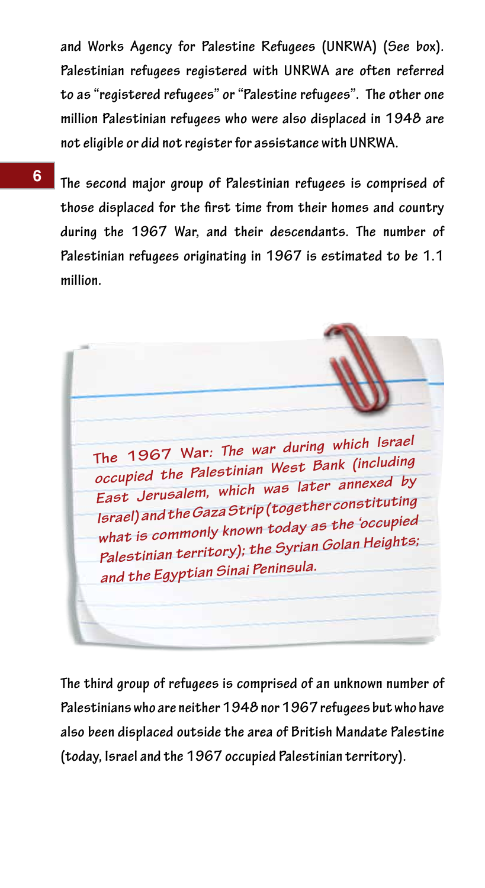and Works Agency for Palestine Refugees (UNRWA) (See box). Palestinian refugees registered with UNRWA are often referred to as "registered refugees" or "Palestine refugees". The other one million Palestinian refugees who were also displaced in 1948 are not eligible or did not register for assistance with UNRWA.

The second major group of Palestinian refugees is comprised of those displaced for the first time from their homes and country during the 1967 War, and their descendants. The number of Palestinian refugees originating in 1967 is estimated to be 1.1 million.

> ***The 1967 War:** The war during which Israel occupied the Palestinian West Bank (including East Jerusalem, which was later annexed by Israel) and the Gaza Strip (together constituting what is commonly known today as the 'occupied Palestinian territory); the Syrian Golan Heights; and the Egyptian Sinai Peninsula.*

The third group of refugees is comprised of an unknown number of Palestinians who are neither 1948 nor 1967 refugees but who have also been displaced outside the area of British Mandate Palestine (today, Israel and the 1967 occupied Palestinian territory).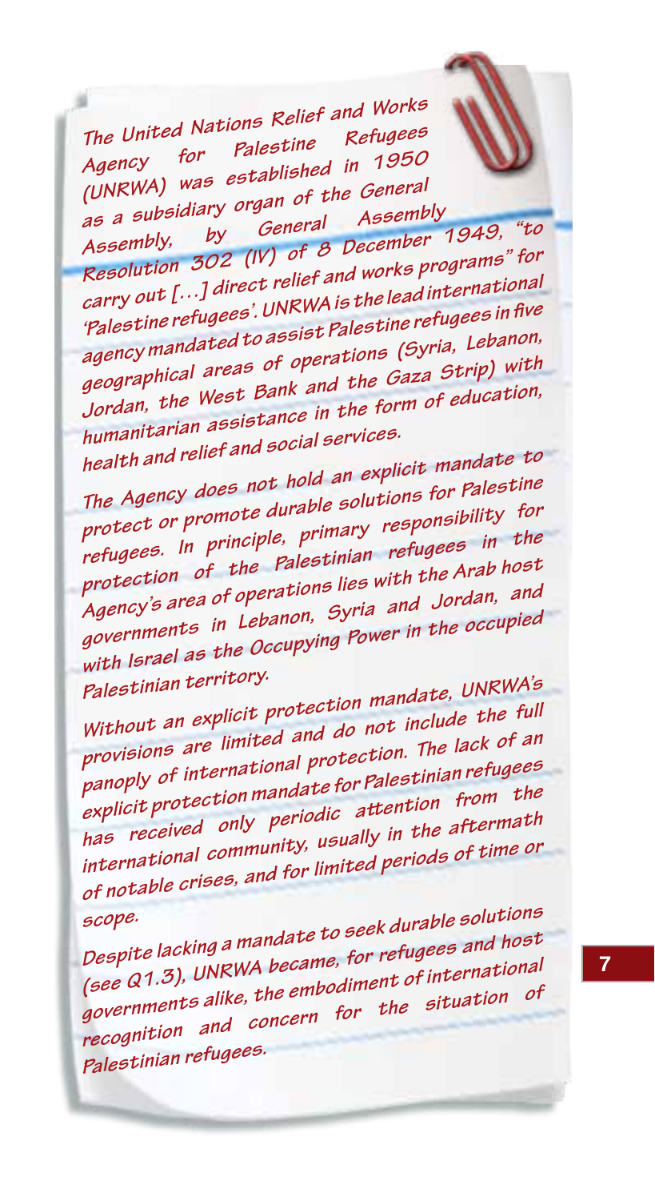The United Nations Relief and Works Agency for Palestine Refugees (UNRWA) was established in 1950 as a subsidiary organ of the General Assembly, by General Assembly Resolution 302 (IV) of 8 December 1949, "to carry out […] direct relief and works programs" for 'Palestine refugees'. UNRWA is the lead international agency mandated to assist Palestine refugees in five geographical areas of operations (Syria, Lebanon, Jordan, the West Bank and the Gaza Strip) with humanitarian assistance in the form of education, health and relief and social services.

The Agency does not hold an explicit mandate to protect or promote durable solutions for Palestine refugees. In principle, primary responsibility for protection of the Palestinian refugees in the Agency's area of operations lies with the Arab host governments in Lebanon, Syria and Jordan, and with Israel as the Occupying Power in the occupied Palestinian territory.

Without an explicit protection mandate, UNRWA's provisions are limited and do not include the full panoply of international protection. The lack of an explicit protection mandate for Palestinian refugees has received only periodic attention from the international community, usually in the aftermath of notable crises, and for limited periods of time or scope.

Despite lacking a mandate to seek durable solutions (see Q1.3), UNRWA became, for refugees and host governments alike, the embodiment of international recognition and concern for the situation of Palestinian refugees.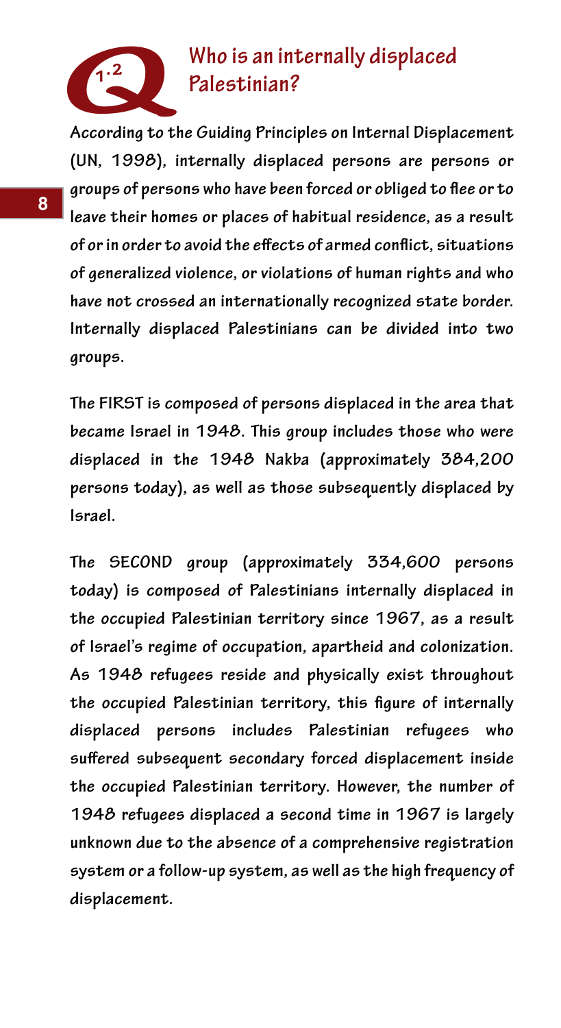## Q 1.2 Who is an internally displaced Palestinian?

According to the Guiding Principles on Internal Displacement (UN, 1998), internally displaced persons are persons or groups of persons who have been forced or obliged to flee or to leave their homes or places of habitual residence, as a result of or in order to avoid the effects of armed conflict, situations of generalized violence, or violations of human rights and who have not crossed an internationally recognized state border. Internally displaced Palestinians can be divided into two groups.

The FIRST is composed of persons displaced in the area that became Israel in 1948. This group includes those who were displaced in the 1948 Nakba (approximately 384,200 persons today), as well as those subsequently displaced by Israel.

The SECOND group (approximately 334,600 persons today) is composed of Palestinians internally displaced in the occupied Palestinian territory since 1967, as a result of Israel's regime of occupation, apartheid and colonization. As 1948 refugees reside and physically exist throughout the occupied Palestinian territory, this figure of internally displaced persons includes Palestinian refugees who suffered subsequent secondary forced displacement inside the occupied Palestinian territory. However, the number of 1948 refugees displaced a second time in 1967 is largely unknown due to the absence of a comprehensive registration system or a follow-up system, as well as the high frequency of displacement.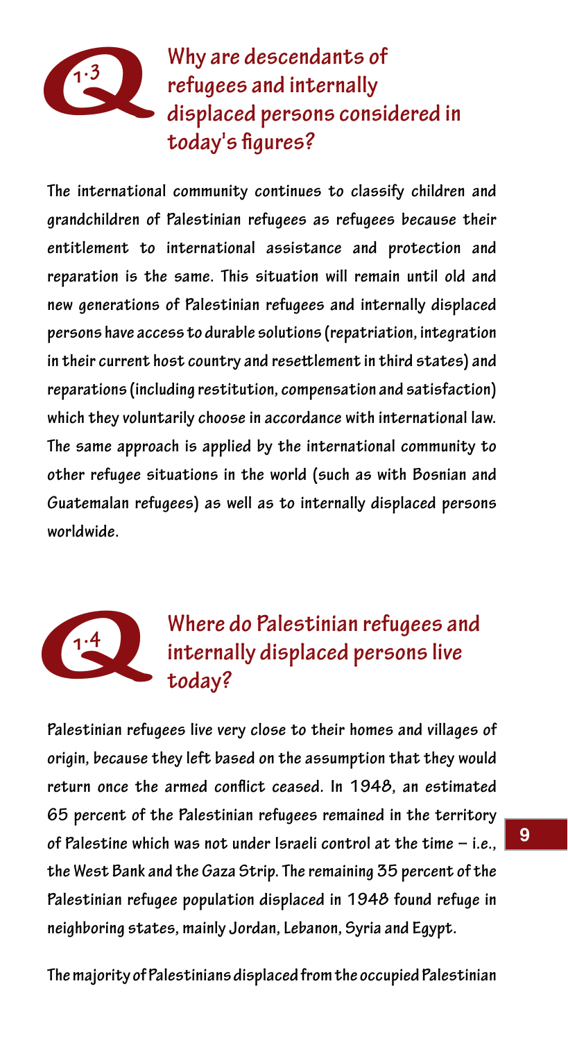## Q 1.3 Why are descendants of refugees and internally displaced persons considered in today's figures?

The international community continues to classify children and grandchildren of Palestinian refugees as refugees because their entitlement to international assistance and protection and reparation is the same. This situation will remain until old and new generations of Palestinian refugees and internally displaced persons have access to durable solutions (repatriation, integration in their current host country and resettlement in third states) and reparations (including restitution, compensation and satisfaction) which they voluntarily choose in accordance with international law. The same approach is applied by the international community to other refugee situations in the world (such as with Bosnian and Guatemalan refugees) as well as to internally displaced persons worldwide.

## Q 1.4 Where do Palestinian refugees and internally displaced persons live today?

Palestinian refugees live very close to their homes and villages of origin, because they left based on the assumption that they would return once the armed conflict ceased. In 1948, an estimated 65 percent of the Palestinian refugees remained in the territory of Palestine which was not under Israeli control at the time – i.e., the West Bank and the Gaza Strip. The remaining 35 percent of the Palestinian refugee population displaced in 1948 found refuge in neighboring states, mainly Jordan, Lebanon, Syria and Egypt.

The majority of Palestinians displaced from the occupied Palestinian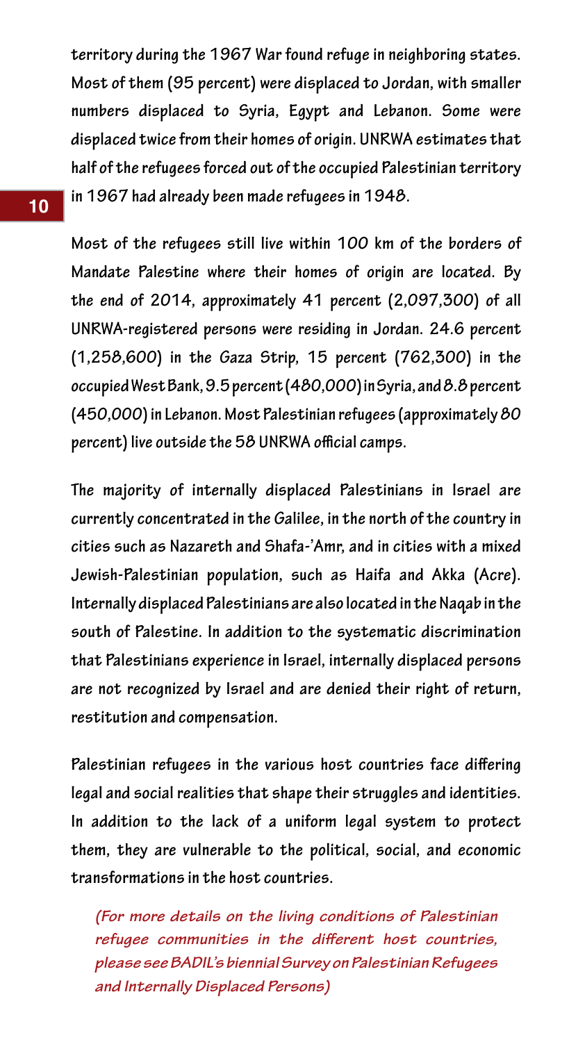territory during the 1967 War found refuge in neighboring states. Most of them (95 percent) were displaced to Jordan, with smaller numbers displaced to Syria, Egypt and Lebanon. Some were displaced twice from their homes of origin. UNRWA estimates that half of the refugees forced out of the occupied Palestinian territory in 1967 had already been made refugees in 1948.

Most of the refugees still live within 100 km of the borders of Mandate Palestine where their homes of origin are located. By the end of 2014, approximately 41 percent (2,097,300) of all UNRWA-registered persons were residing in Jordan. 24.6 percent (1,258,600) in the Gaza Strip, 15 percent (762,300) in the occupied West Bank, 9.5 percent (480,000) in Syria, and 8.8 percent (450,000) in Lebanon. Most Palestinian refugees (approximately 80 percent) live outside the 58 UNRWA official camps.

The majority of internally displaced Palestinians in Israel are currently concentrated in the Galilee, in the north of the country in cities such as Nazareth and Shafa-'Amr, and in cities with a mixed Jewish-Palestinian population, such as Haifa and Akka (Acre). Internally displaced Palestinians are also located in the Naqab in the south of Palestine. In addition to the systematic discrimination that Palestinians experience in Israel, internally displaced persons are not recognized by Israel and are denied their right of return, restitution and compensation.

Palestinian refugees in the various host countries face differing legal and social realities that shape their struggles and identities. In addition to the lack of a uniform legal system to protect them, they are vulnerable to the political, social, and economic transformations in the host countries.

*(For more details on the living conditions of Palestinian refugee communities in the different host countries, please see BADIL's biennial Survey on Palestinian Refugees and Internally Displaced Persons)*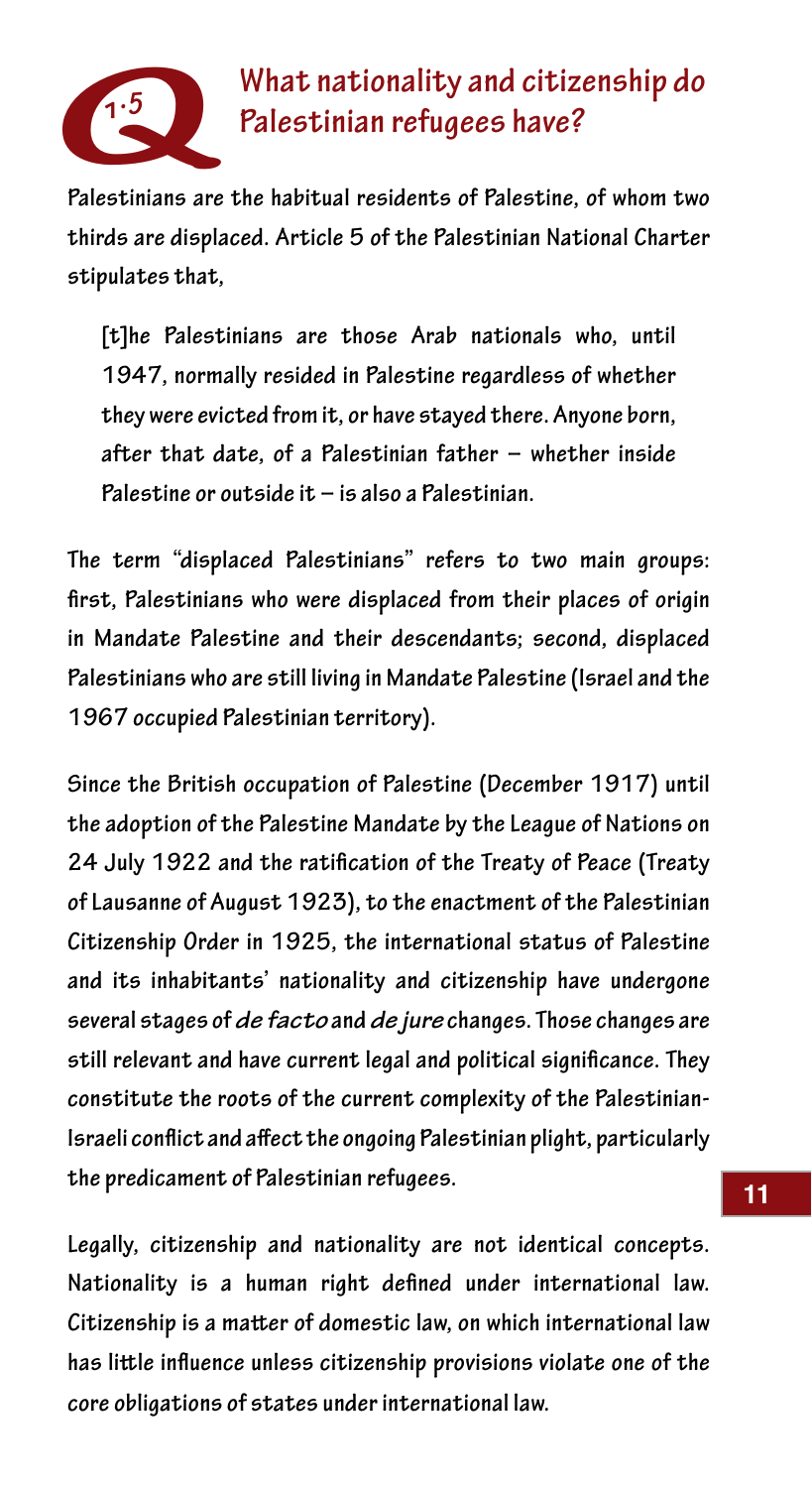## Q 1.5 What nationality and citizenship do Palestinian refugees have?

Palestinians are the habitual residents of Palestine, of whom two thirds are displaced. Article 5 of the Palestinian National Charter stipulates that,

> [t]he Palestinians are those Arab nationals who, until 1947, normally resided in Palestine regardless of whether they were evicted from it, or have stayed there. Anyone born, after that date, of a Palestinian father – whether inside Palestine or outside it – is also a Palestinian.

The term "displaced Palestinians" refers to two main groups: first, Palestinians who were displaced from their places of origin in Mandate Palestine and their descendants; second, displaced Palestinians who are still living in Mandate Palestine (Israel and the 1967 occupied Palestinian territory).

Since the British occupation of Palestine (December 1917) until the adoption of the Palestine Mandate by the League of Nations on 24 July 1922 and the ratification of the Treaty of Peace (Treaty of Lausanne of August 1923), to the enactment of the Palestinian Citizenship Order in 1925, the international status of Palestine and its inhabitants' nationality and citizenship have undergone several stages of *de facto* and *de jure* changes. Those changes are still relevant and have current legal and political significance. They constitute the roots of the current complexity of the Palestinian-Israeli conflict and affect the ongoing Palestinian plight, particularly the predicament of Palestinian refugees.

Legally, citizenship and nationality are not identical concepts. Nationality is a human right defined under international law. Citizenship is a matter of domestic law, on which international law has little influence unless citizenship provisions violate one of the core obligations of states under international law.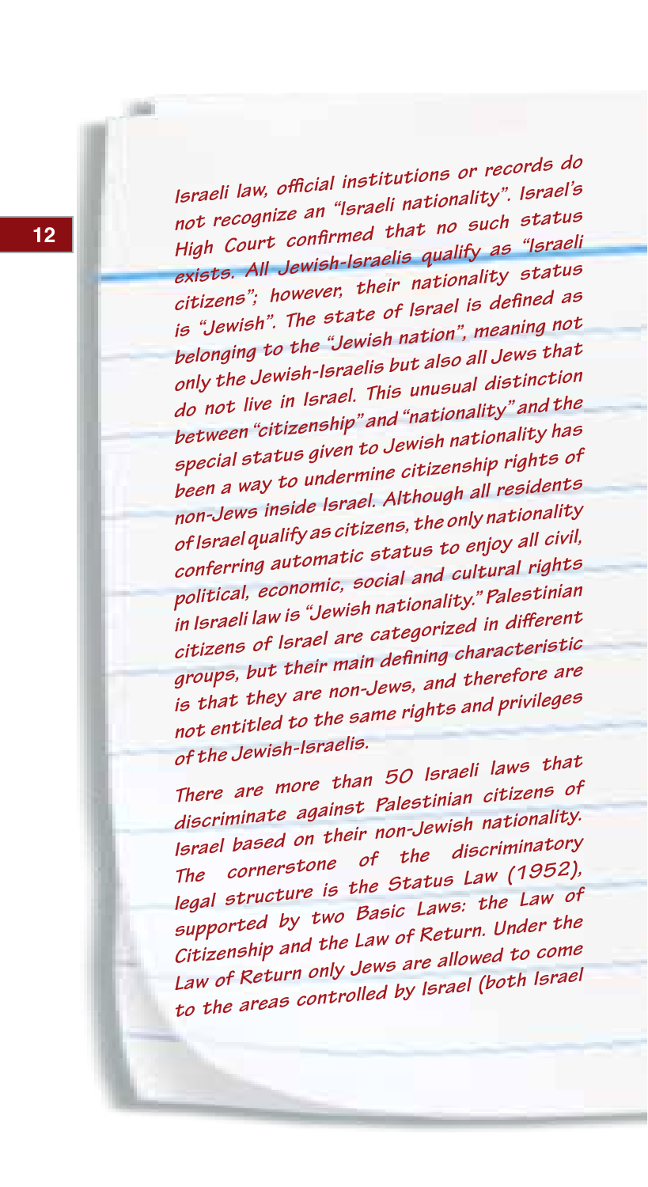Israeli law, official institutions or records do not recognize an "Israeli nationality". Israel's High Court confirmed that no such status exists. All Jewish-Israelis qualify as "Israeli citizens"; however, their nationality status is "Jewish". The state of Israel is defined as belonging to the "Jewish nation", meaning not only the Jewish-Israelis but also all Jews that do not live in Israel. This unusual distinction between "citizenship" and "nationality" and the special status given to Jewish nationality has been a way to undermine citizenship rights of non-Jews inside Israel. Although all residents of Israel qualify as citizens, the only nationality conferring automatic status to enjoy all civil, political, economic, social and cultural rights in Israeli law is "Jewish nationality." Palestinian citizens of Israel are categorized in different groups, but their main defining characteristic is that they are non-Jews, and therefore are not entitled to the same rights and privileges of the Jewish-Israelis.

There are more than 50 Israeli laws that discriminate against Palestinian citizens of Israel based on their non-Jewish nationality. The cornerstone of the discriminatory legal structure is the Status Law (1952), supported by two Basic Laws: the Law of Citizenship and the Law of Return. Under the Law of Return only Jews are allowed to come to the areas controlled by Israel (both Israel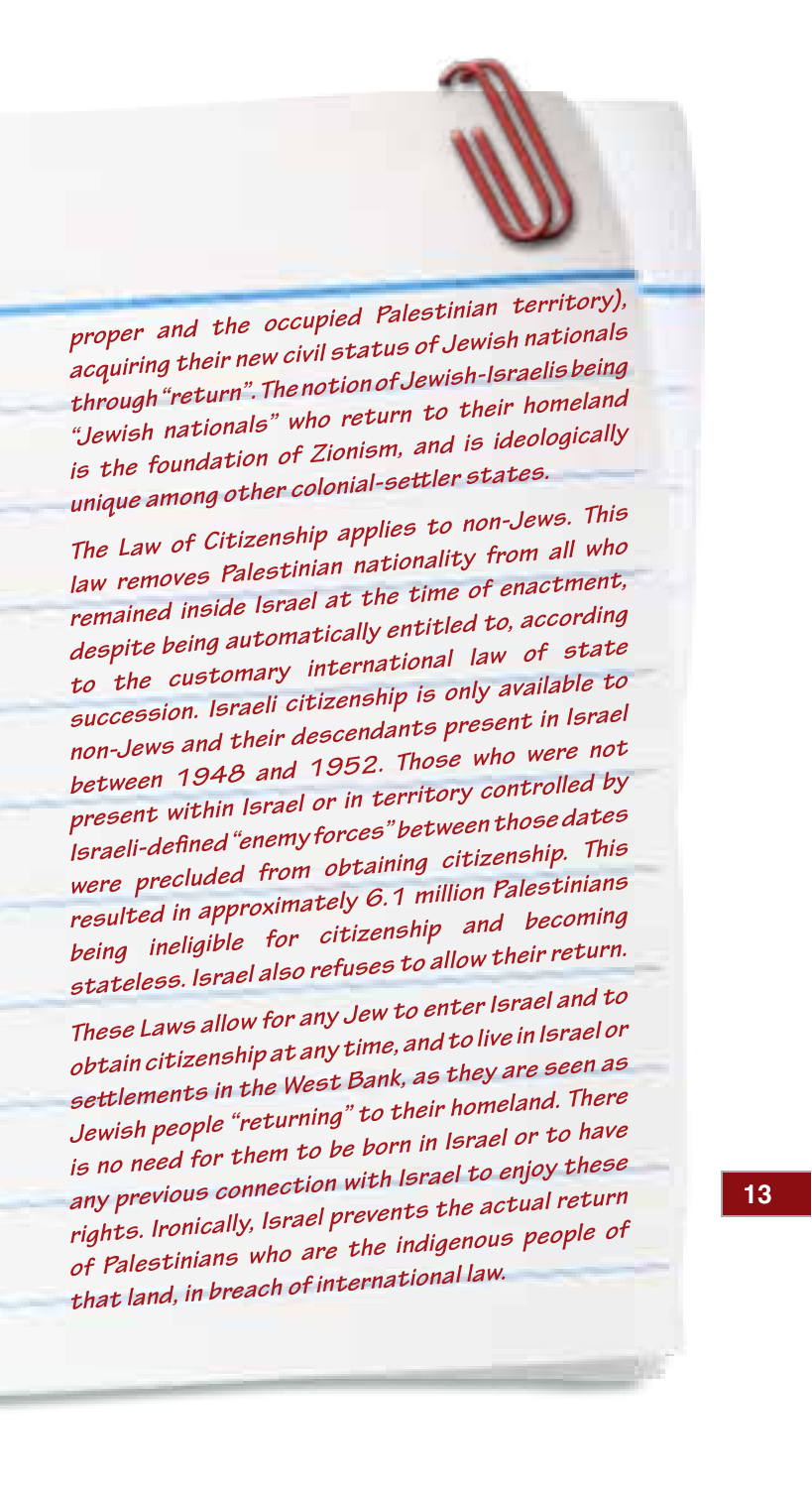proper and the occupied Palestinian territory), acquiring their new civil status of Jewish nationals through "return". The notion of Jewish-Israelis being "Jewish nationals" who return to their homeland is the foundation of Zionism, and is ideologically unique among other colonial-settler states.

The Law of Citizenship applies to non-Jews. This law removes Palestinian nationality from all who remained inside Israel at the time of enactment, despite being automatically entitled to, according to the customary international law of state succession. Israeli citizenship is only available to non-Jews and their descendants present in Israel between 1948 and 1952. Those who were not present within Israel or in territory controlled by Israeli-defined "enemy forces" between those dates were precluded from obtaining citizenship. This resulted in approximately 6.1 million Palestinians being ineligible for citizenship and becoming stateless. Israel also refuses to allow their return.

These Laws allow for any Jew to enter Israel and to obtain citizenship at any time, and to live in Israel or settlements in the West Bank, as they are seen as Jewish people "returning" to their homeland. There is no need for them to be born in Israel or to have any previous connection with Israel to enjoy these rights. Ironically, Israel prevents the actual return of Palestinians who are the indigenous people of that land, in breach of international law.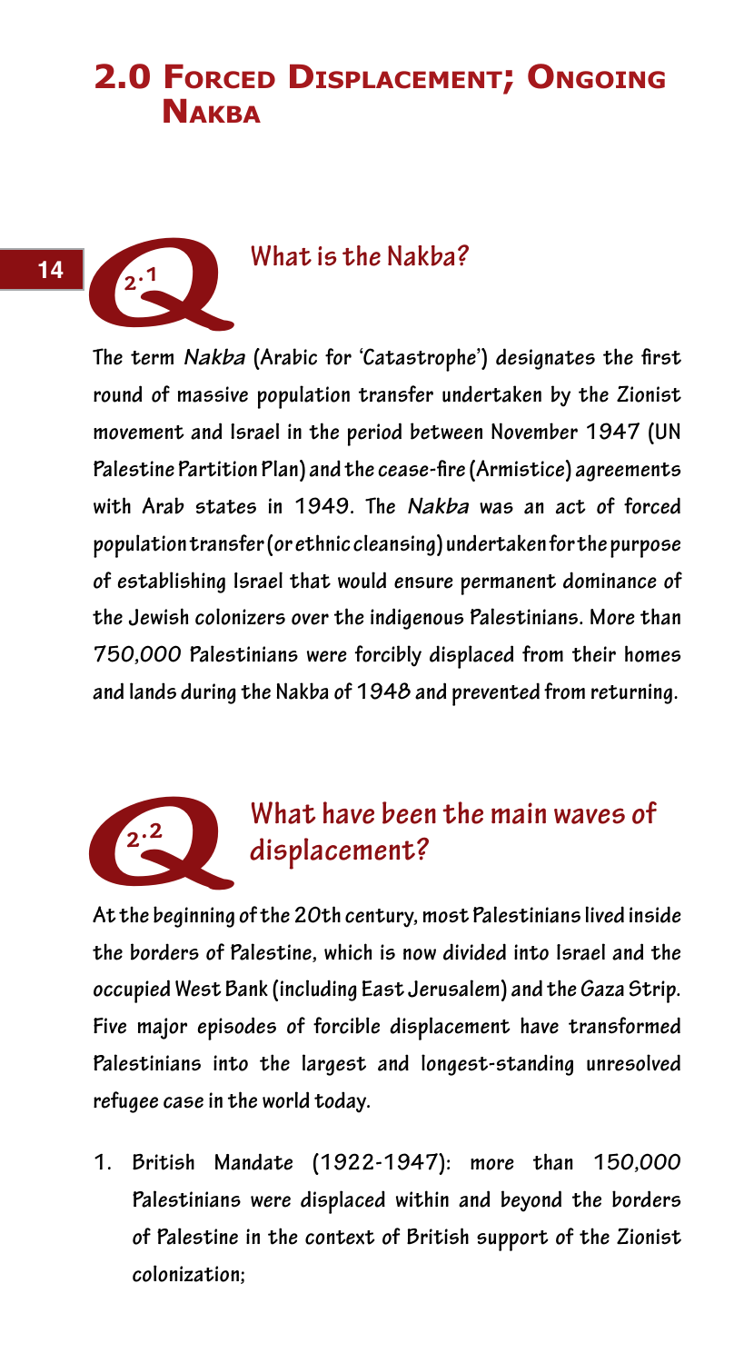# 2.0 Forced Displacement; Ongoing Nakba

## Q 2.1 What is the Nakba?

The term *Nakba* (Arabic for 'Catastrophe') designates the first round of massive population transfer undertaken by the Zionist movement and Israel in the period between November 1947 (UN Palestine Partition Plan) and the cease-fire (Armistice) agreements with Arab states in 1949. The *Nakba* was an act of forced population transfer (or ethnic cleansing) undertaken for the purpose of establishing Israel that would ensure permanent dominance of the Jewish colonizers over the indigenous Palestinians. More than 750,000 Palestinians were forcibly displaced from their homes and lands during the Nakba of 1948 and prevented from returning.

## Q 2.2 What have been the main waves of displacement?

At the beginning of the 20th century, most Palestinians lived inside the borders of Palestine, which is now divided into Israel and the occupied West Bank (including East Jerusalem) and the Gaza Strip. Five major episodes of forcible displacement have transformed Palestinians into the largest and longest-standing unresolved refugee case in the world today.

1. British Mandate (1922-1947): more than 150,000 Palestinians were displaced within and beyond the borders of Palestine in the context of British support of the Zionist colonization;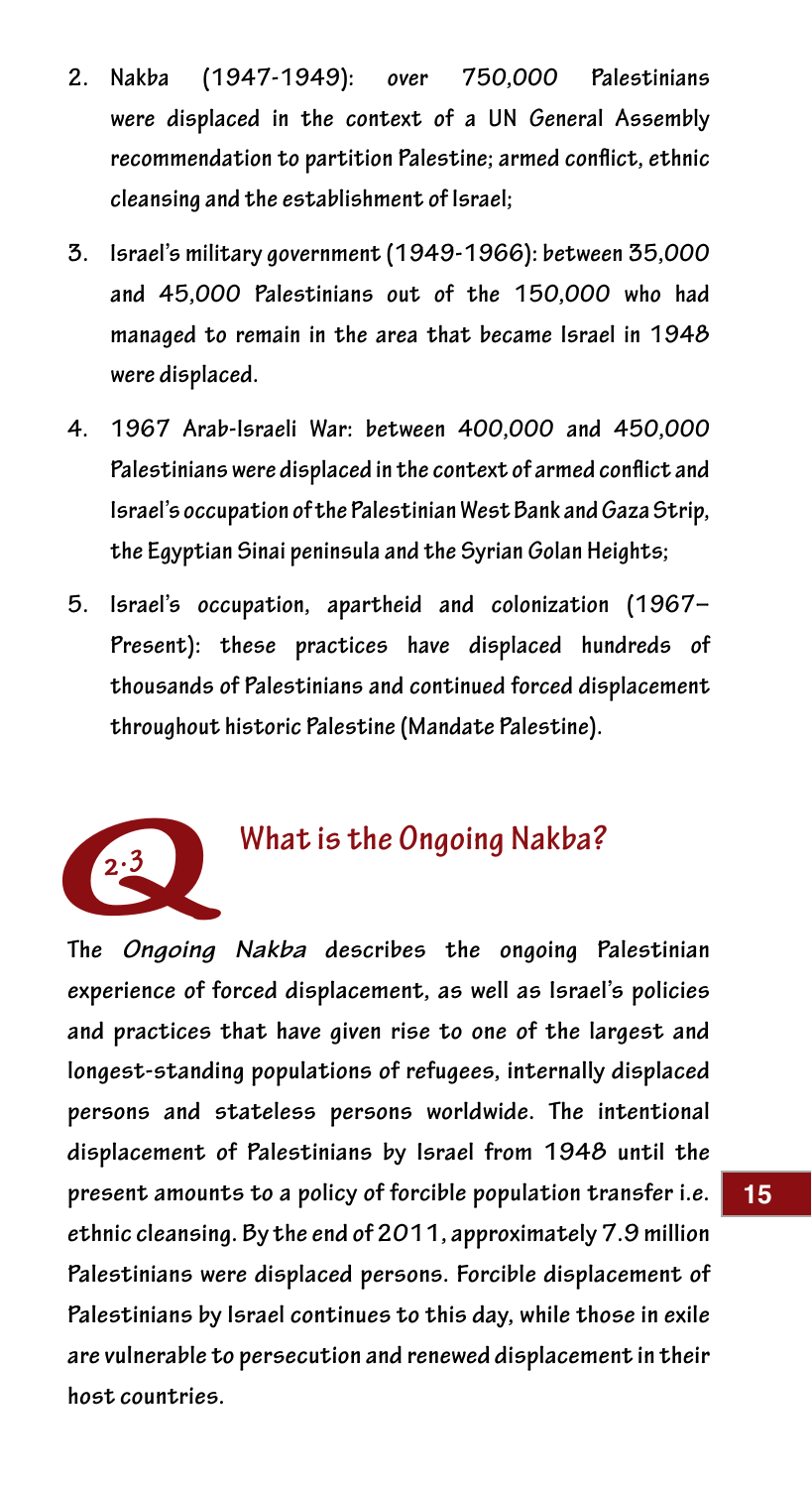2. Nakba (1947-1949): over 750,000 Palestinians were displaced in the context of a UN General Assembly recommendation to partition Palestine; armed conflict, ethnic cleansing and the establishment of Israel;
3. Israel's military government (1949-1966): between 35,000 and 45,000 Palestinians out of the 150,000 who had managed to remain in the area that became Israel in 1948 were displaced.
4. 1967 Arab-Israeli War: between 400,000 and 450,000 Palestinians were displaced in the context of armed conflict and Israel's occupation of the Palestinian West Bank and Gaza Strip, the Egyptian Sinai peninsula and the Syrian Golan Heights;
5. Israel's occupation, apartheid and colonization (1967–Present): these practices have displaced hundreds of thousands of Palestinians and continued forced displacement throughout historic Palestine (Mandate Palestine).

## Q 2.3 What is the Ongoing Nakba?

The *Ongoing Nakba* describes the ongoing Palestinian experience of forced displacement, as well as Israel's policies and practices that have given rise to one of the largest and longest-standing populations of refugees, internally displaced persons and stateless persons worldwide. The intentional displacement of Palestinians by Israel from 1948 until the present amounts to a policy of forcible population transfer i.e. ethnic cleansing. By the end of 2011, approximately 7.9 million Palestinians were displaced persons. Forcible displacement of Palestinians by Israel continues to this day, while those in exile are vulnerable to persecution and renewed displacement in their host countries.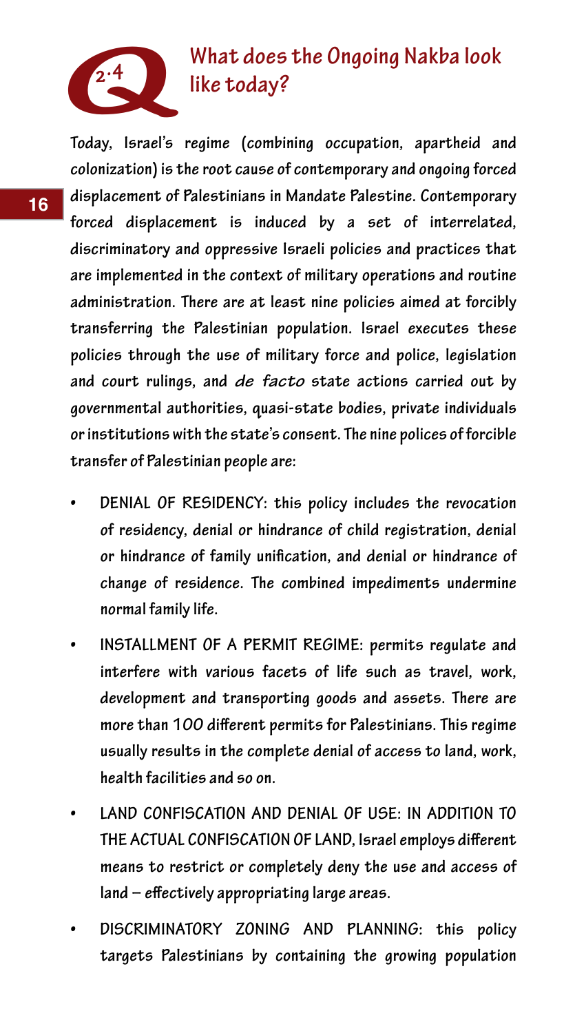## Q 2.4 What does the Ongoing Nakba look like today?

Today, Israel's regime (combining occupation, apartheid and colonization) is the root cause of contemporary and ongoing forced displacement of Palestinians in Mandate Palestine. Contemporary forced displacement is induced by a set of interrelated, discriminatory and oppressive Israeli policies and practices that are implemented in the context of military operations and routine administration. There are at least nine policies aimed at forcibly transferring the Palestinian population. Israel executes these policies through the use of military force and police, legislation and court rulings, and *de facto* state actions carried out by governmental authorities, quasi-state bodies, private individuals or institutions with the state's consent. The nine polices of forcible transfer of Palestinian people are:

- DENIAL OF RESIDENCY: this policy includes the revocation of residency, denial or hindrance of child registration, denial or hindrance of family unification, and denial or hindrance of change of residence. The combined impediments undermine normal family life.
- INSTALLMENT OF A PERMIT REGIME: permits regulate and interfere with various facets of life such as travel, work, development and transporting goods and assets. There are more than 100 different permits for Palestinians. This regime usually results in the complete denial of access to land, work, health facilities and so on.
- LAND CONFISCATION AND DENIAL OF USE: IN ADDITION TO THE ACTUAL CONFISCATION OF LAND, Israel employs different means to restrict or completely deny the use and access of land – effectively appropriating large areas.
- DISCRIMINATORY ZONING AND PLANNING: this policy targets Palestinians by containing the growing population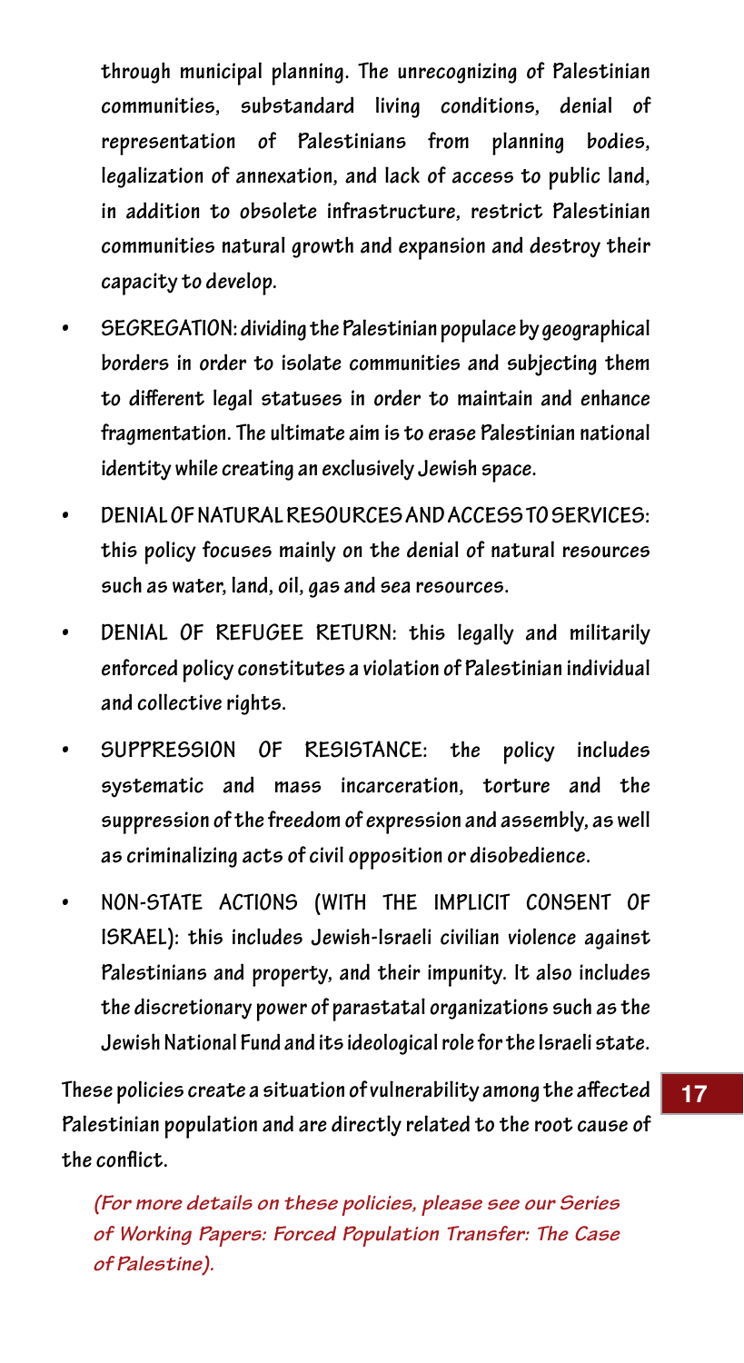through municipal planning. The unrecognizing of Palestinian communities, substandard living conditions, denial of representation of Palestinians from planning bodies, legalization of annexation, and lack of access to public land, in addition to obsolete infrastructure, restrict Palestinian communities natural growth and expansion and destroy their capacity to develop.

- SEGREGATION: dividing the Palestinian populace by geographical borders in order to isolate communities and subjecting them to different legal statuses in order to maintain and enhance fragmentation. The ultimate aim is to erase Palestinian national identity while creating an exclusively Jewish space.
- DENIAL OF NATURAL RESOURCES AND ACCESS TO SERVICES: this policy focuses mainly on the denial of natural resources such as water, land, oil, gas and sea resources.
- DENIAL OF REFUGEE RETURN: this legally and militarily enforced policy constitutes a violation of Palestinian individual and collective rights.
- SUPPRESSION OF RESISTANCE: the policy includes systematic and mass incarceration, torture and the suppression of the freedom of expression and assembly, as well as criminalizing acts of civil opposition or disobedience.
- NON-STATE ACTIONS (WITH THE IMPLICIT CONSENT OF ISRAEL): this includes Jewish-Israeli civilian violence against Palestinians and property, and their impunity. It also includes the discretionary power of parastatal organizations such as the Jewish National Fund and its ideological role for the Israeli state.

These policies create a situation of vulnerability among the affected Palestinian population and are directly related to the root cause of the conflict.

*(For more details on these policies, please see our Series of Working Papers: Forced Population Transfer: The Case of Palestine).*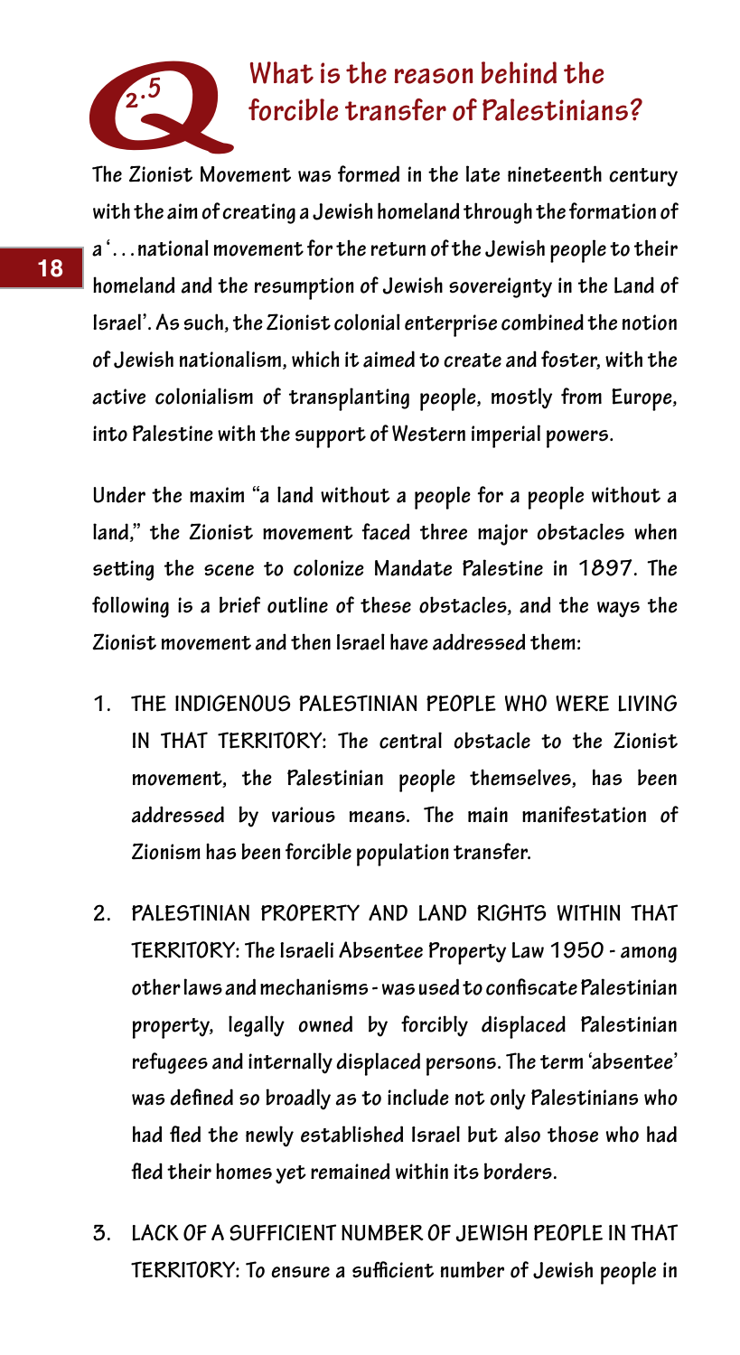## Q 2.5 What is the reason behind the forcible transfer of Palestinians?

The Zionist Movement was formed in the late nineteenth century with the aim of creating a Jewish homeland through the formation of a '. . . national movement for the return of the Jewish people to their homeland and the resumption of Jewish sovereignty in the Land of Israel'. As such, the Zionist colonial enterprise combined the notion of Jewish nationalism, which it aimed to create and foster, with the active colonialism of transplanting people, mostly from Europe, into Palestine with the support of Western imperial powers.

Under the maxim "a land without a people for a people without a land," the Zionist movement faced three major obstacles when setting the scene to colonize Mandate Palestine in 1897. The following is a brief outline of these obstacles, and the ways the Zionist movement and then Israel have addressed them:

1. THE INDIGENOUS PALESTINIAN PEOPLE WHO WERE LIVING IN THAT TERRITORY: The central obstacle to the Zionist movement, the Palestinian people themselves, has been addressed by various means. The main manifestation of Zionism has been forcible population transfer.

2. PALESTINIAN PROPERTY AND LAND RIGHTS WITHIN THAT TERRITORY: The Israeli Absentee Property Law 1950 - among other laws and mechanisms - was used to confiscate Palestinian property, legally owned by forcibly displaced Palestinian refugees and internally displaced persons. The term 'absentee' was defined so broadly as to include not only Palestinians who had fled the newly established Israel but also those who had fled their homes yet remained within its borders.

3. LACK OF A SUFFICIENT NUMBER OF JEWISH PEOPLE IN THAT TERRITORY: To ensure a sufficient number of Jewish people in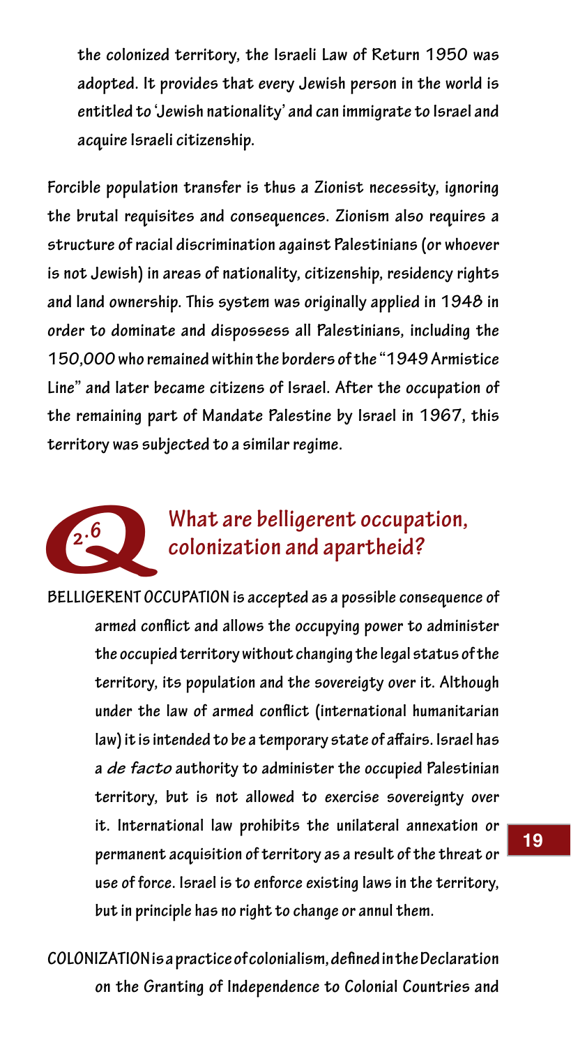the colonized territory, the Israeli Law of Return 1950 was adopted. It provides that every Jewish person in the world is entitled to 'Jewish nationality' and can immigrate to Israel and acquire Israeli citizenship.

Forcible population transfer is thus a Zionist necessity, ignoring the brutal requisites and consequences. Zionism also requires a structure of racial discrimination against Palestinians (or whoever is not Jewish) in areas of nationality, citizenship, residency rights and land ownership. This system was originally applied in 1948 in order to dominate and dispossess all Palestinians, including the 150,000 who remained within the borders of the "1949 Armistice Line" and later became citizens of Israel. After the occupation of the remaining part of Mandate Palestine by Israel in 1967, this territory was subjected to a similar regime.

## Q 2.6 What are belligerent occupation, colonization and apartheid?

**BELLIGERENT OCCUPATION** is accepted as a possible consequence of armed conflict and allows the occupying power to administer the occupied territory without changing the legal status of the territory, its population and the sovereigty over it. Although under the law of armed conflict (international humanitarian law) it is intended to be a temporary state of affairs. Israel has a *de facto* authority to administer the occupied Palestinian territory, but is not allowed to exercise sovereignty over it. International law prohibits the unilateral annexation or permanent acquisition of territory as a result of the threat or use of force. Israel is to enforce existing laws in the territory, but in principle has no right to change or annul them.

**COLONIZATION** is a practice of colonialism, defined in the Declaration on the Granting of Independence to Colonial Countries and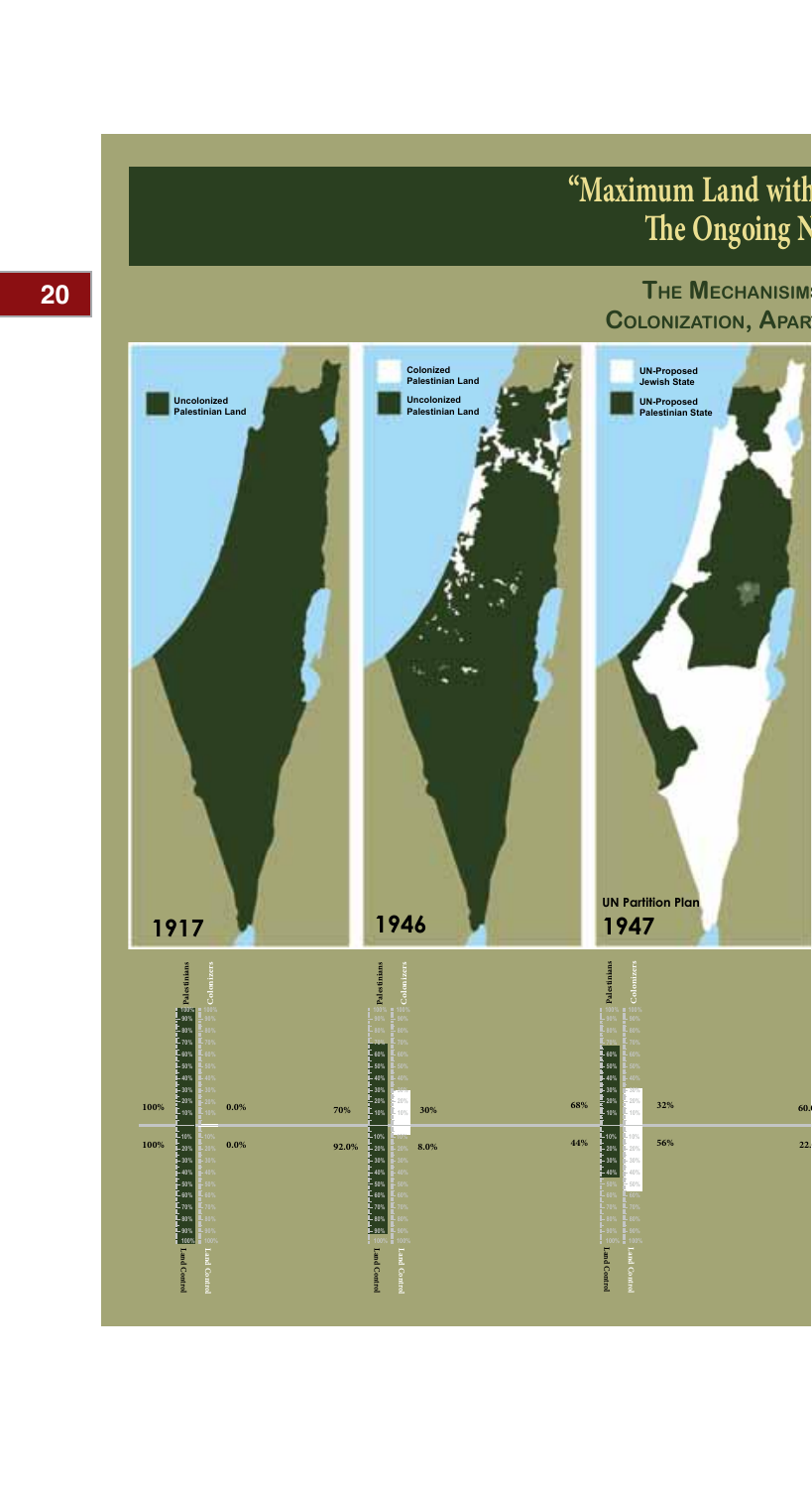# "Maximum Land with The Ongoing N

## The Mechanisim Colonization, Apar

Uncolonized Palestinian Land

**1917**

Colonized Palestinian Land

Uncolonized Palestinian Land

**1946**

UN-Proposed Jewish State

UN-Proposed Palestinian State

UN Partition Plan

**1947**

| | Palestinians | Colonizers | | Palestinians | Colonizers | | Palestinians | Colonizers | |
|---|---|---|---|---|---|---|---|---|---|
| | 100% | 0.0% | | 70% | 30% | | 68% | 32% | 60.( |
| | 100% | 0.0% | | 92.0% | 8.0% | | 44% | 56% | 22. |
| | Land Control | Land Control | | Land Control | Land Control | | Land Control | Land Control | |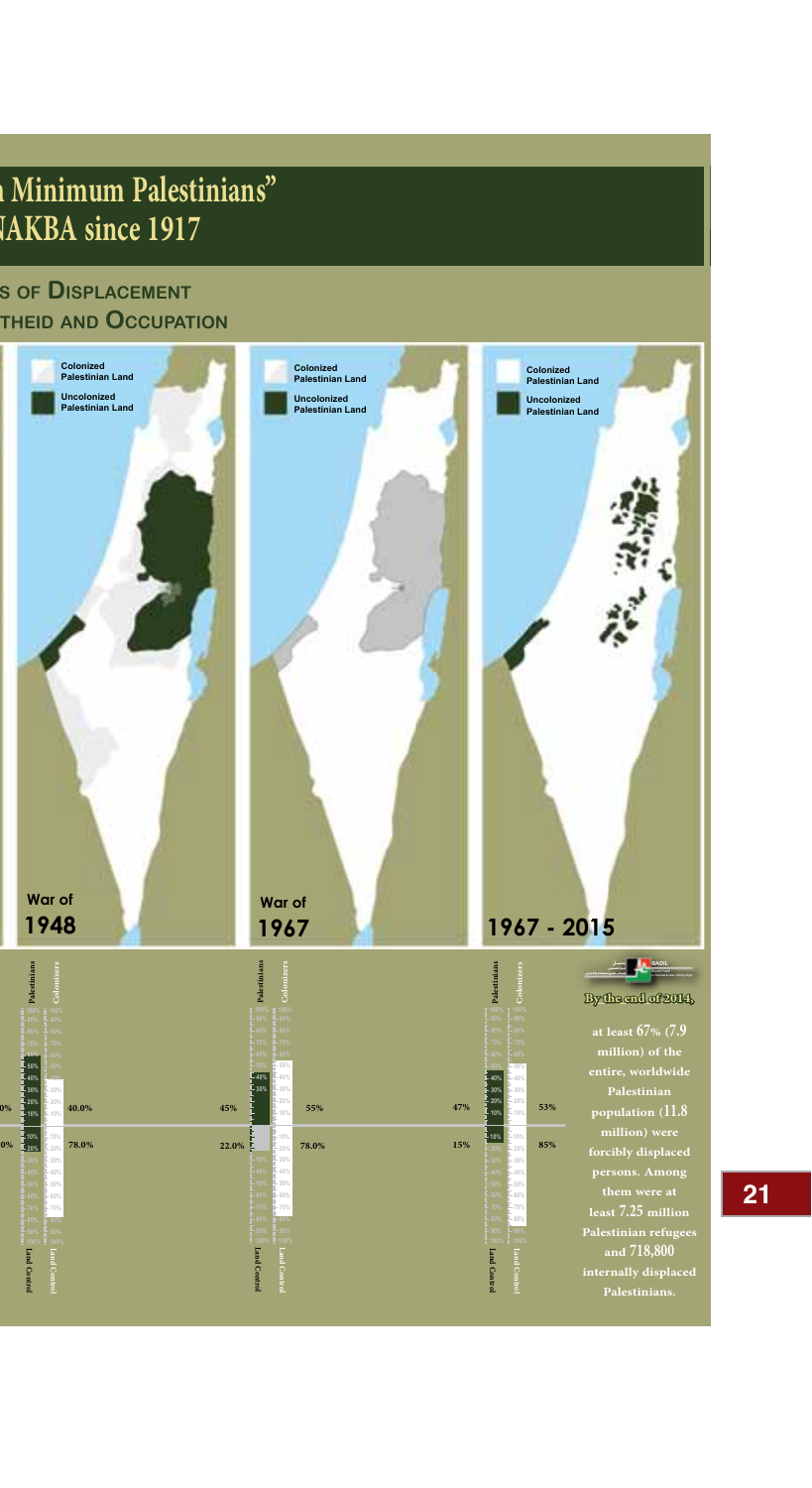# n Minimum Palestinians"
# NAKBA since 1917

## s of Displacement
## theid and Occupation

Colonized Palestinian Land

Uncolonized Palestinian Land

**War of 1948**

**War of 1967**

**1967 - 2015**

| | Palestinians | Colonizers |
|---|---|---|
| War of 1948 | 0% | 40.0% |
| Land Control (War of 1948) | 0% | 78.0% |
| War of 1967 | 45% | 55% |
| Land Control (War of 1967) | 22.0% | 78.0% |
| 1967 - 2015 | 47% | 53% |
| Land Control (1967 - 2015) | 15% | 85% |

**By the end of 2014,**

at least 67% (7.9 million) of the entire, worldwide Palestinian population (11.8 million) were forcibly displaced persons. Among them were at least 7.25 million Palestinian refugees and 718,800 internally displaced Palestinians.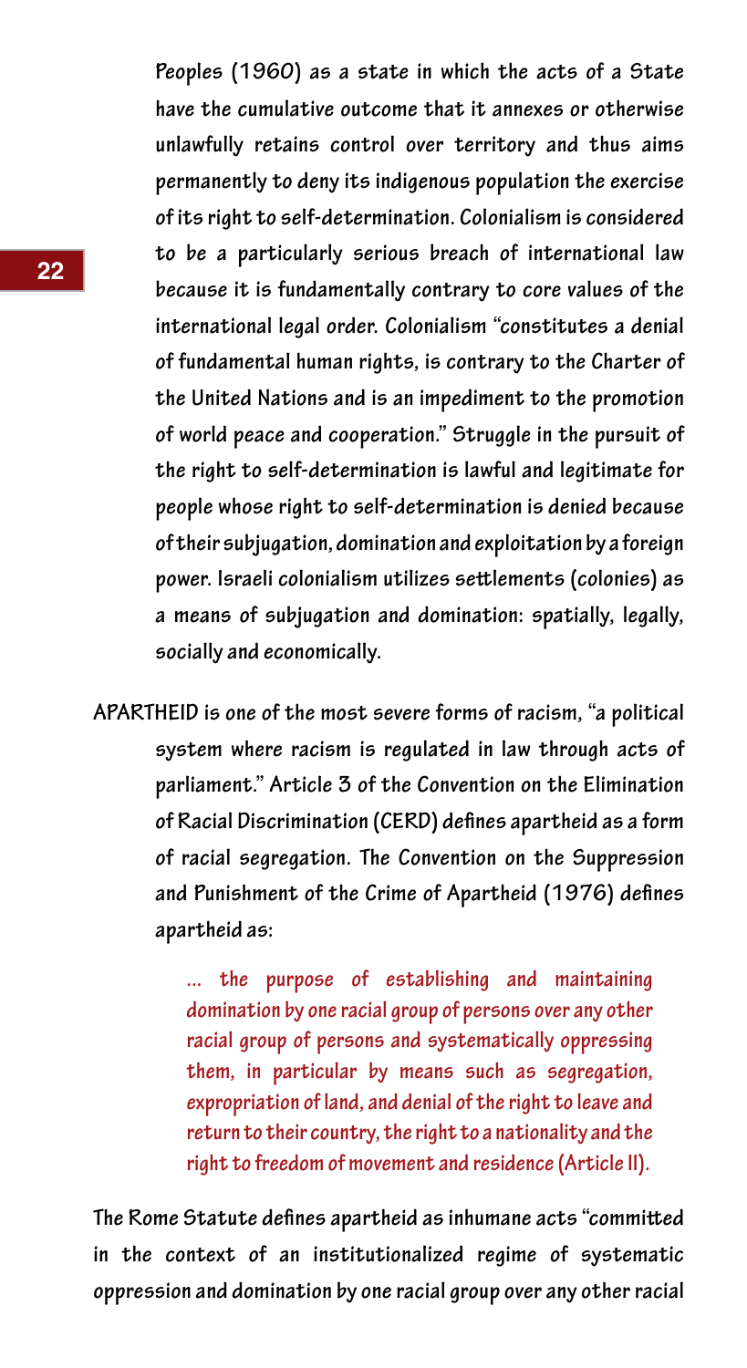Peoples (1960) as a state in which the acts of a State have the cumulative outcome that it annexes or otherwise unlawfully retains control over territory and thus aims permanently to deny its indigenous population the exercise of its right to self-determination. Colonialism is considered to be a particularly serious breach of international law because it is fundamentally contrary to core values of the international legal order. Colonialism "constitutes a denial of fundamental human rights, is contrary to the Charter of the United Nations and is an impediment to the promotion of world peace and cooperation." Struggle in the pursuit of the right to self-determination is lawful and legitimate for people whose right to self-determination is denied because of their subjugation, domination and exploitation by a foreign power. Israeli colonialism utilizes settlements (colonies) as a means of subjugation and domination: spatially, legally, socially and economically.

**APARTHEID** is one of the most severe forms of racism, "a political system where racism is regulated in law through acts of parliament." Article 3 of the Convention on the Elimination of Racial Discrimination (CERD) defines apartheid as a form of racial segregation. The Convention on the Suppression and Punishment of the Crime of Apartheid (1976) defines apartheid as:

> ... the purpose of establishing and maintaining domination by one racial group of persons over any other racial group of persons and systematically oppressing them, in particular by means such as segregation, expropriation of land, and denial of the right to leave and return to their country, the right to a nationality and the right to freedom of movement and residence (Article II).

The Rome Statute defines apartheid as inhumane acts "committed in the context of an institutionalized regime of systematic oppression and domination by one racial group over any other racial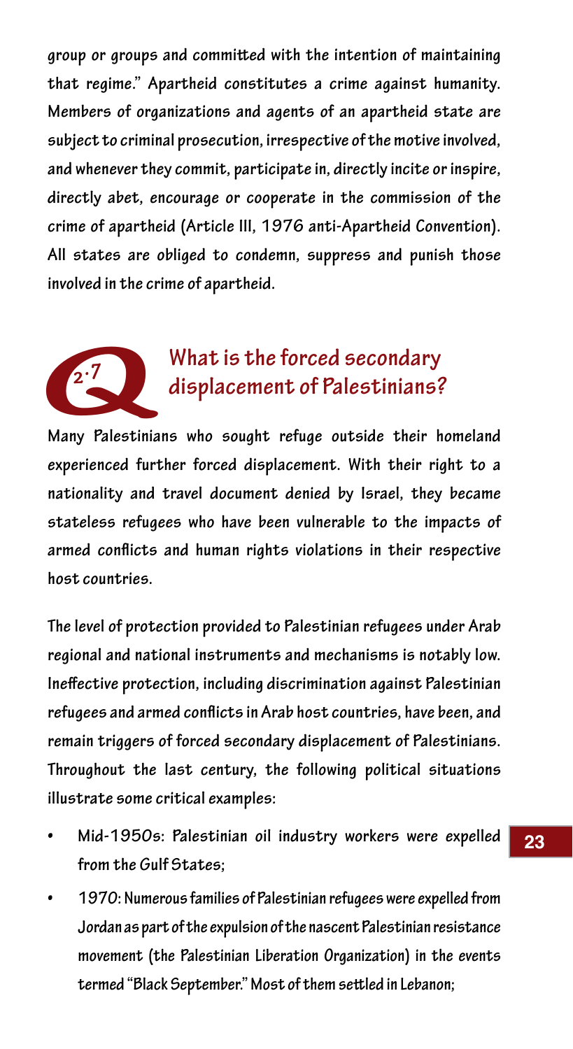group or groups and committed with the intention of maintaining that regime." Apartheid constitutes a crime against humanity. Members of organizations and agents of an apartheid state are subject to criminal prosecution, irrespective of the motive involved, and whenever they commit, participate in, directly incite or inspire, directly abet, encourage or cooperate in the commission of the crime of apartheid (Article III, 1976 anti-Apartheid Convention). All states are obliged to condemn, suppress and punish those involved in the crime of apartheid.

## Q 2.7 What is the forced secondary displacement of Palestinians?

Many Palestinians who sought refuge outside their homeland experienced further forced displacement. With their right to a nationality and travel document denied by Israel, they became stateless refugees who have been vulnerable to the impacts of armed conflicts and human rights violations in their respective host countries.

The level of protection provided to Palestinian refugees under Arab regional and national instruments and mechanisms is notably low. Ineffective protection, including discrimination against Palestinian refugees and armed conflicts in Arab host countries, have been, and remain triggers of forced secondary displacement of Palestinians. Throughout the last century, the following political situations illustrate some critical examples:

- Mid-1950s: Palestinian oil industry workers were expelled from the Gulf States;
- 1970: Numerous families of Palestinian refugees were expelled from Jordan as part of the expulsion of the nascent Palestinian resistance movement (the Palestinian Liberation Organization) in the events termed "Black September." Most of them settled in Lebanon;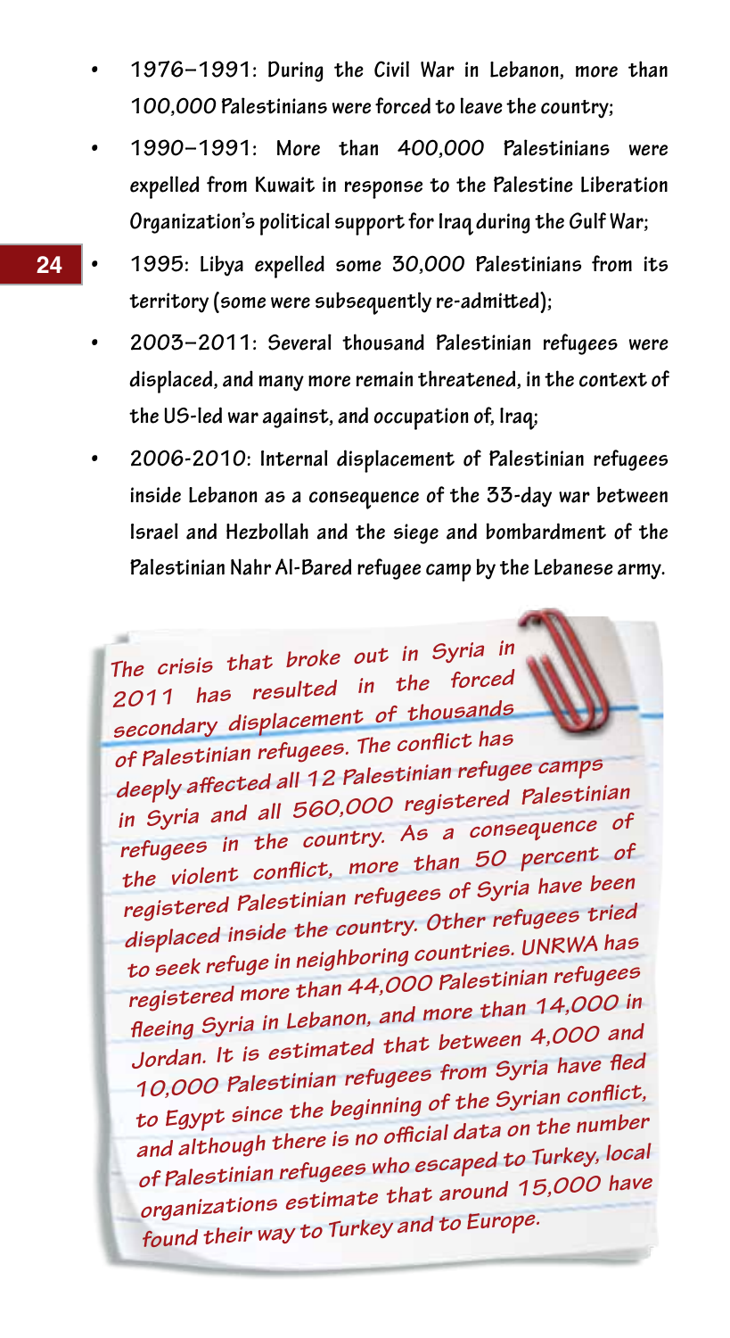- **1976–1991: During the Civil War in Lebanon, more than 100,000 Palestinians were forced to leave the country;**
- **1990–1991: More than 400,000 Palestinians were expelled from Kuwait in response to the Palestine Liberation Organization's political support for Iraq during the Gulf War;**
- **1995: Libya expelled some 30,000 Palestinians from its territory (some were subsequently re-admitted);**
- **2003–2011: Several thousand Palestinian refugees were displaced, and many more remain threatened, in the context of the US-led war against, and occupation of, Iraq;**
- **2006-2010: Internal displacement of Palestinian refugees inside Lebanon as a consequence of the 33-day war between Israel and Hezbollah and the siege and bombardment of the Palestinian Nahr Al-Bared refugee camp by the Lebanese army.**

***The crisis that broke out in Syria in 2011 has resulted in the forced secondary displacement of thousands of Palestinian refugees. The conflict has deeply affected all 12 Palestinian refugee camps in Syria and all 560,000 registered Palestinian refugees in the country. As a consequence of the violent conflict, more than 50 percent of registered Palestinian refugees of Syria have been displaced inside the country. Other refugees tried to seek refuge in neighboring countries. UNRWA has registered more than 44,000 Palestinian refugees fleeing Syria in Lebanon, and more than 14,000 in Jordan. It is estimated that between 4,000 and 10,000 Palestinian refugees from Syria have fled to Egypt since the beginning of the Syrian conflict, and although there is no official data on the number of Palestinian refugees who escaped to Turkey, local organizations estimate that around 15,000 have found their way to Turkey and to Europe.***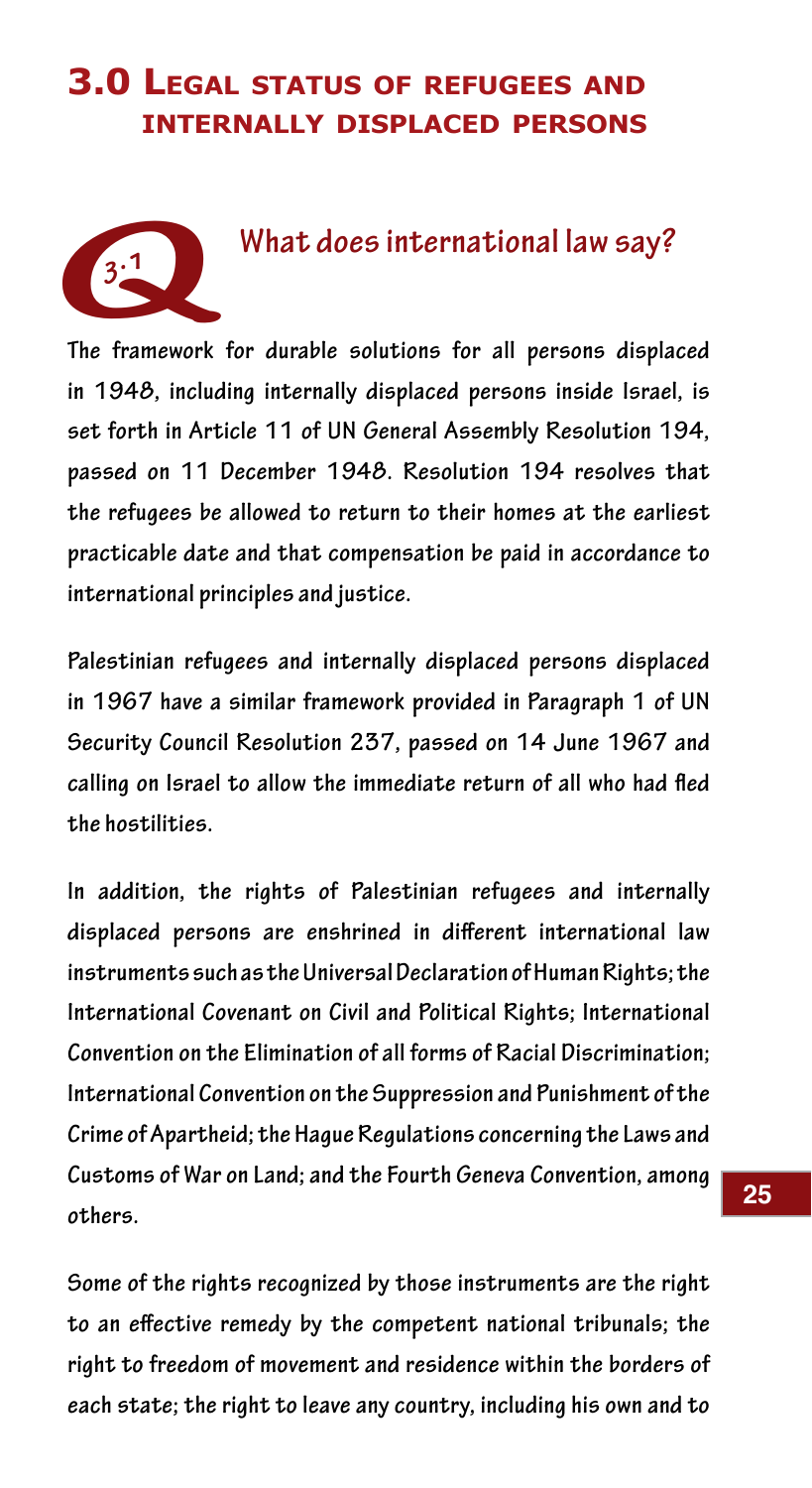# 3.0 Legal status of refugees and internally displaced persons

## Q 3.1 What does international law say?

The framework for durable solutions for all persons displaced in 1948, including internally displaced persons inside Israel, is set forth in Article 11 of UN General Assembly Resolution 194, passed on 11 December 1948. Resolution 194 resolves that the refugees be allowed to return to their homes at the earliest practicable date and that compensation be paid in accordance to international principles and justice.

Palestinian refugees and internally displaced persons displaced in 1967 have a similar framework provided in Paragraph 1 of UN Security Council Resolution 237, passed on 14 June 1967 and calling on Israel to allow the immediate return of all who had fled the hostilities.

In addition, the rights of Palestinian refugees and internally displaced persons are enshrined in different international law instruments such as the Universal Declaration of Human Rights; the International Covenant on Civil and Political Rights; International Convention on the Elimination of all forms of Racial Discrimination; International Convention on the Suppression and Punishment of the Crime of Apartheid; the Hague Regulations concerning the Laws and Customs of War on Land; and the Fourth Geneva Convention, among others.

Some of the rights recognized by those instruments are the right to an effective remedy by the competent national tribunals; the right to freedom of movement and residence within the borders of each state; the right to leave any country, including his own and to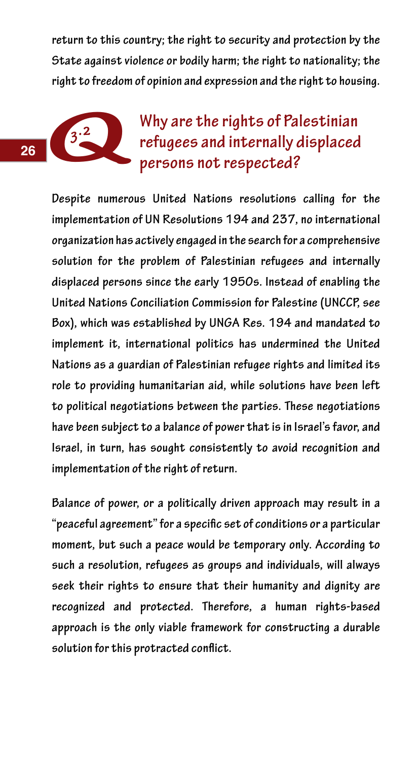return to this country; the right to security and protection by the State against violence or bodily harm; the right to nationality; the right to freedom of opinion and expression and the right to housing.

## Q 3.2 Why are the rights of Palestinian refugees and internally displaced persons not respected?

Despite numerous United Nations resolutions calling for the implementation of UN Resolutions 194 and 237, no international organization has actively engaged in the search for a comprehensive solution for the problem of Palestinian refugees and internally displaced persons since the early 1950s. Instead of enabling the United Nations Conciliation Commission for Palestine (UNCCP, see Box), which was established by UNGA Res. 194 and mandated to implement it, international politics has undermined the United Nations as a guardian of Palestinian refugee rights and limited its role to providing humanitarian aid, while solutions have been left to political negotiations between the parties. These negotiations have been subject to a balance of power that is in Israel's favor, and Israel, in turn, has sought consistently to avoid recognition and implementation of the right of return.

Balance of power, or a politically driven approach may result in a "peaceful agreement" for a specific set of conditions or a particular moment, but such a peace would be temporary only. According to such a resolution, refugees as groups and individuals, will always seek their rights to ensure that their humanity and dignity are recognized and protected. Therefore, a human rights-based approach is the only viable framework for constructing a durable solution for this protracted conflict.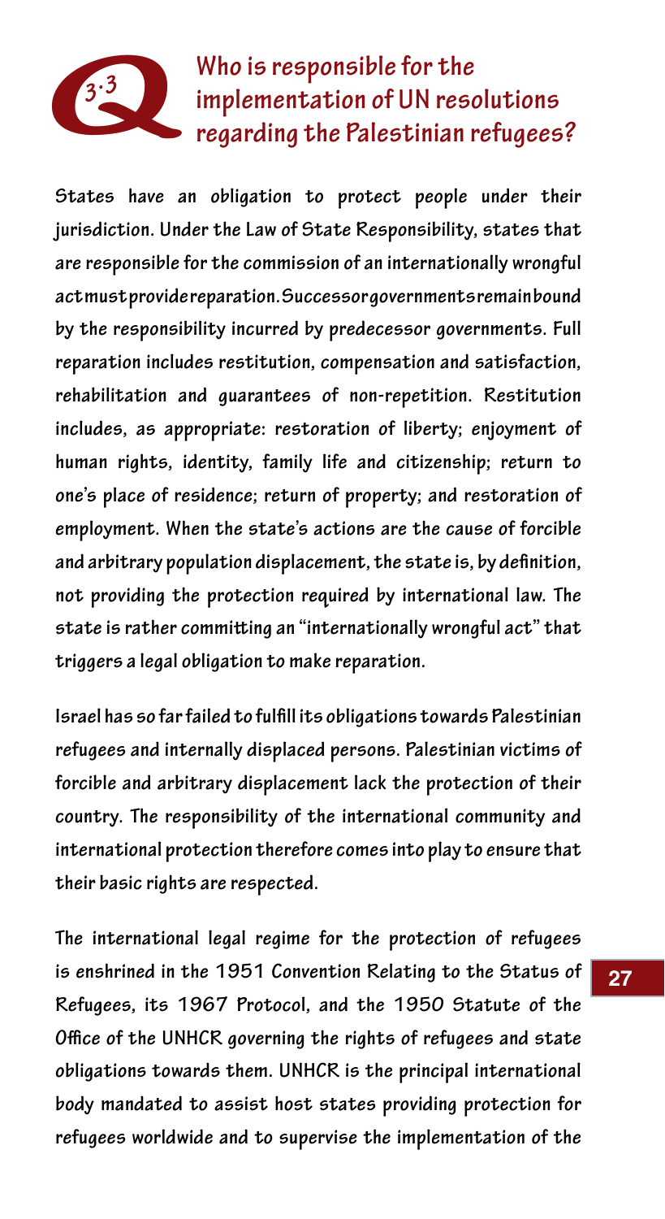## Q 3.3 Who is responsible for the implementation of UN resolutions regarding the Palestinian refugees?

States have an obligation to protect people under their jurisdiction. Under the Law of State Responsibility, states that are responsible for the commission of an internationally wrongful act must provide reparation. Successor governments remain bound by the responsibility incurred by predecessor governments. Full reparation includes restitution, compensation and satisfaction, rehabilitation and guarantees of non-repetition. Restitution includes, as appropriate: restoration of liberty; enjoyment of human rights, identity, family life and citizenship; return to one's place of residence; return of property; and restoration of employment. When the state's actions are the cause of forcible and arbitrary population displacement, the state is, by definition, not providing the protection required by international law. The state is rather committing an "internationally wrongful act" that triggers a legal obligation to make reparation.

Israel has so far failed to fulfill its obligations towards Palestinian refugees and internally displaced persons. Palestinian victims of forcible and arbitrary displacement lack the protection of their country. The responsibility of the international community and international protection therefore comes into play to ensure that their basic rights are respected.

The international legal regime for the protection of refugees is enshrined in the 1951 Convention Relating to the Status of Refugees, its 1967 Protocol, and the 1950 Statute of the Office of the UNHCR governing the rights of refugees and state obligations towards them. UNHCR is the principal international body mandated to assist host states providing protection for refugees worldwide and to supervise the implementation of the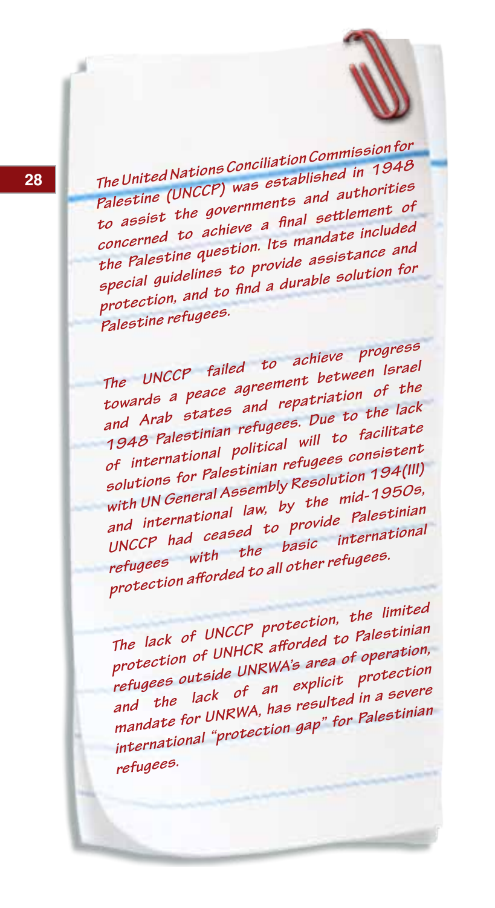*The United Nations Conciliation Commission for Palestine (UNCCP) was established in 1948 to assist the governments and authorities concerned to achieve a final settlement of the Palestine question. Its mandate included special guidelines to provide assistance and protection, and to find a durable solution for Palestine refugees.*

*The UNCCP failed to achieve progress towards a peace agreement between Israel and Arab states and repatriation of the 1948 Palestinian refugees. Due to the lack of international political will to facilitate solutions for Palestinian refugees consistent with UN General Assembly Resolution 194(III) and international law, by the mid-1950s, UNCCP had ceased to provide Palestinian refugees with the basic international protection afforded to all other refugees.*

*The lack of UNCCP protection, the limited protection of UNHCR afforded to Palestinian refugees outside UNRWA's area of operation, and the lack of an explicit protection mandate for UNRWA, has resulted in a severe international "protection gap" for Palestinian refugees.*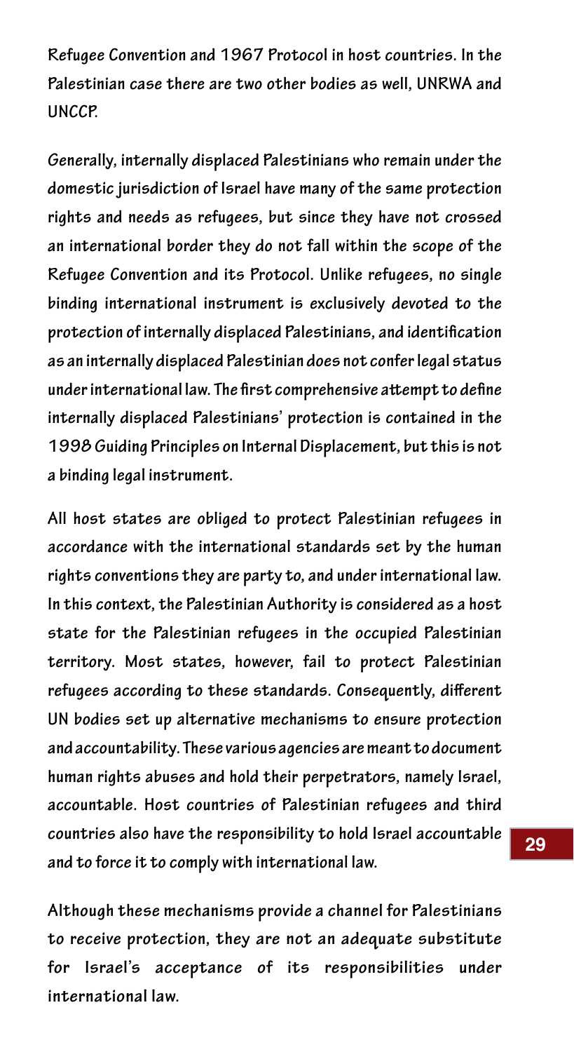Refugee Convention and 1967 Protocol in host countries. In the Palestinian case there are two other bodies as well, UNRWA and UNCCP.

Generally, internally displaced Palestinians who remain under the domestic jurisdiction of Israel have many of the same protection rights and needs as refugees, but since they have not crossed an international border they do not fall within the scope of the Refugee Convention and its Protocol. Unlike refugees, no single binding international instrument is exclusively devoted to the protection of internally displaced Palestinians, and identification as an internally displaced Palestinian does not confer legal status under international law. The first comprehensive attempt to define internally displaced Palestinians' protection is contained in the 1998 Guiding Principles on Internal Displacement, but this is not a binding legal instrument.

All host states are obliged to protect Palestinian refugees in accordance with the international standards set by the human rights conventions they are party to, and under international law. In this context, the Palestinian Authority is considered as a host state for the Palestinian refugees in the occupied Palestinian territory. Most states, however, fail to protect Palestinian refugees according to these standards. Consequently, different UN bodies set up alternative mechanisms to ensure protection and accountability. These various agencies are meant to document human rights abuses and hold their perpetrators, namely Israel, accountable. Host countries of Palestinian refugees and third countries also have the responsibility to hold Israel accountable and to force it to comply with international law.

Although these mechanisms provide a channel for Palestinians to receive protection, they are not an adequate substitute for Israel's acceptance of its responsibilities under international law.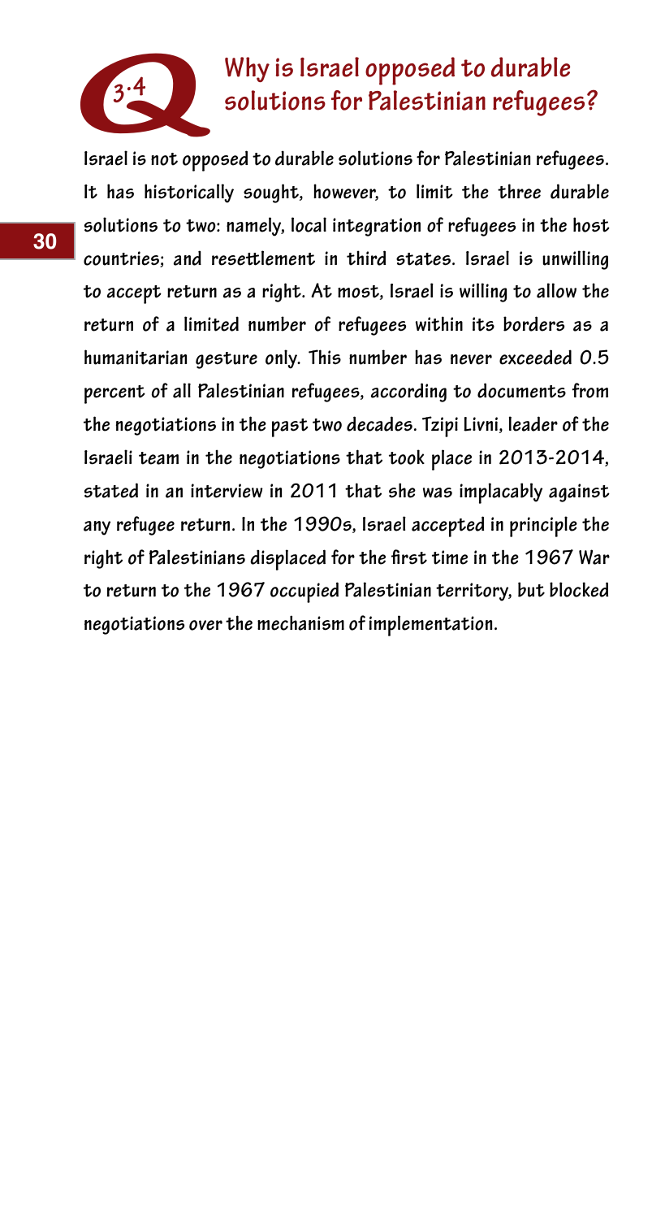## Q 3.4 Why is Israel opposed to durable solutions for Palestinian refugees?

**Israel is not opposed to durable solutions for Palestinian refugees. It has historically sought, however, to limit the three durable solutions to two: namely, local integration of refugees in the host countries; and resettlement in third states. Israel is unwilling to accept return as a right. At most, Israel is willing to allow the return of a limited number of refugees within its borders as a humanitarian gesture only. This number has never exceeded 0.5 percent of all Palestinian refugees, according to documents from the negotiations in the past two decades. Tzipi Livni, leader of the Israeli team in the negotiations that took place in 2013-2014, stated in an interview in 2011 that she was implacably against any refugee return. In the 1990s, Israel accepted in principle the right of Palestinians displaced for the first time in the 1967 War to return to the 1967 occupied Palestinian territory, but blocked negotiations over the mechanism of implementation.**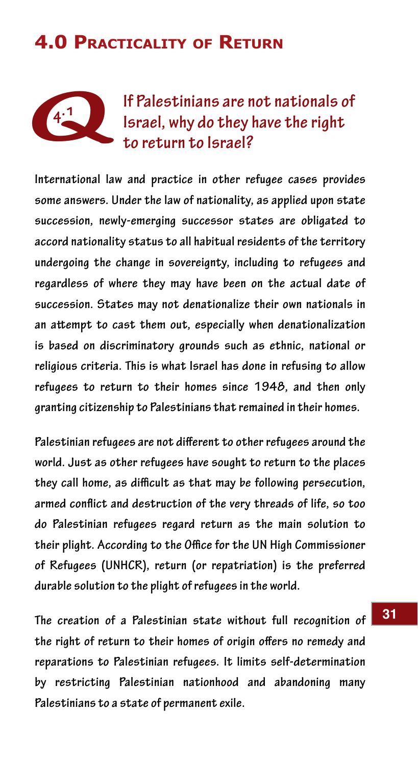## 4.0 Practicality of Return

### Q 4.1 If Palestinians are not nationals of Israel, why do they have the right to return to Israel?

International law and practice in other refugee cases provides some answers. Under the law of nationality, as applied upon state succession, newly-emerging successor states are obligated to accord nationality status to all habitual residents of the territory undergoing the change in sovereignty, including to refugees and regardless of where they may have been on the actual date of succession. States may not denationalize their own nationals in an attempt to cast them out, especially when denationalization is based on discriminatory grounds such as ethnic, national or religious criteria. This is what Israel has done in refusing to allow refugees to return to their homes since 1948, and then only granting citizenship to Palestinians that remained in their homes.

Palestinian refugees are not different to other refugees around the world. Just as other refugees have sought to return to the places they call home, as difficult as that may be following persecution, armed conflict and destruction of the very threads of life, so too do Palestinian refugees regard return as the main solution to their plight. According to the Office for the UN High Commissioner of Refugees (UNHCR), return (or repatriation) is the preferred durable solution to the plight of refugees in the world.

The creation of a Palestinian state without full recognition of the right of return to their homes of origin offers no remedy and reparations to Palestinian refugees. It limits self-determination by restricting Palestinian nationhood and abandoning many Palestinians to a state of permanent exile.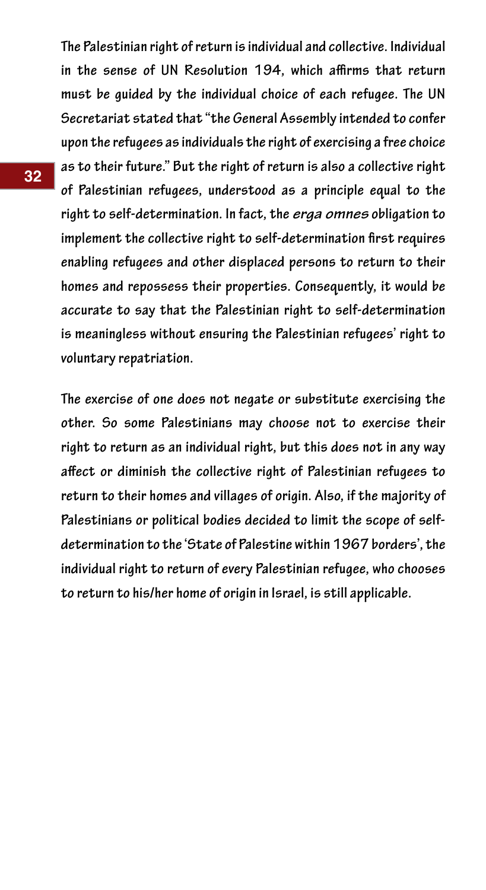The Palestinian right of return is individual and collective. Individual in the sense of UN Resolution 194, which affirms that return must be guided by the individual choice of each refugee. The UN Secretariat stated that "the General Assembly intended to confer upon the refugees as individuals the right of exercising a free choice as to their future." But the right of return is also a collective right of Palestinian refugees, understood as a principle equal to the right to self-determination. In fact, the *erga omnes* obligation to implement the collective right to self-determination first requires enabling refugees and other displaced persons to return to their homes and repossess their properties. Consequently, it would be accurate to say that the Palestinian right to self-determination is meaningless without ensuring the Palestinian refugees' right to voluntary repatriation.

The exercise of one does not negate or substitute exercising the other. So some Palestinians may choose not to exercise their right to return as an individual right, but this does not in any way affect or diminish the collective right of Palestinian refugees to return to their homes and villages of origin. Also, if the majority of Palestinians or political bodies decided to limit the scope of self-determination to the 'State of Palestine within 1967 borders', the individual right to return of every Palestinian refugee, who chooses to return to his/her home of origin in Israel, is still applicable.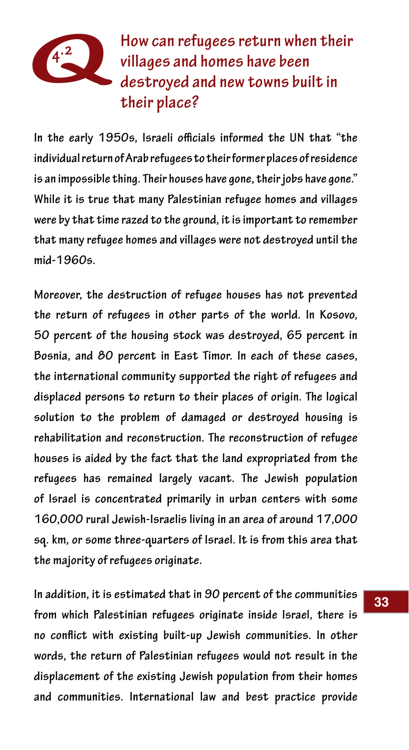## Q 4.2 How can refugees return when their villages and homes have been destroyed and new towns built in their place?

In the early 1950s, Israeli officials informed the UN that "the individual return of Arab refugees to their former places of residence is an impossible thing. Their houses have gone, their jobs have gone." While it is true that many Palestinian refugee homes and villages were by that time razed to the ground, it is important to remember that many refugee homes and villages were not destroyed until the mid-1960s.

Moreover, the destruction of refugee houses has not prevented the return of refugees in other parts of the world. In Kosovo, 50 percent of the housing stock was destroyed, 65 percent in Bosnia, and 80 percent in East Timor. In each of these cases, the international community supported the right of refugees and displaced persons to return to their places of origin. The logical solution to the problem of damaged or destroyed housing is rehabilitation and reconstruction. The reconstruction of refugee houses is aided by the fact that the land expropriated from the refugees has remained largely vacant. The Jewish population of Israel is concentrated primarily in urban centers with some 160,000 rural Jewish-Israelis living in an area of around 17,000 sq. km, or some three-quarters of Israel. It is from this area that the majority of refugees originate.

In addition, it is estimated that in 90 percent of the communities from which Palestinian refugees originate inside Israel, there is no conflict with existing built-up Jewish communities. In other words, the return of Palestinian refugees would not result in the displacement of the existing Jewish population from their homes and communities. International law and best practice provide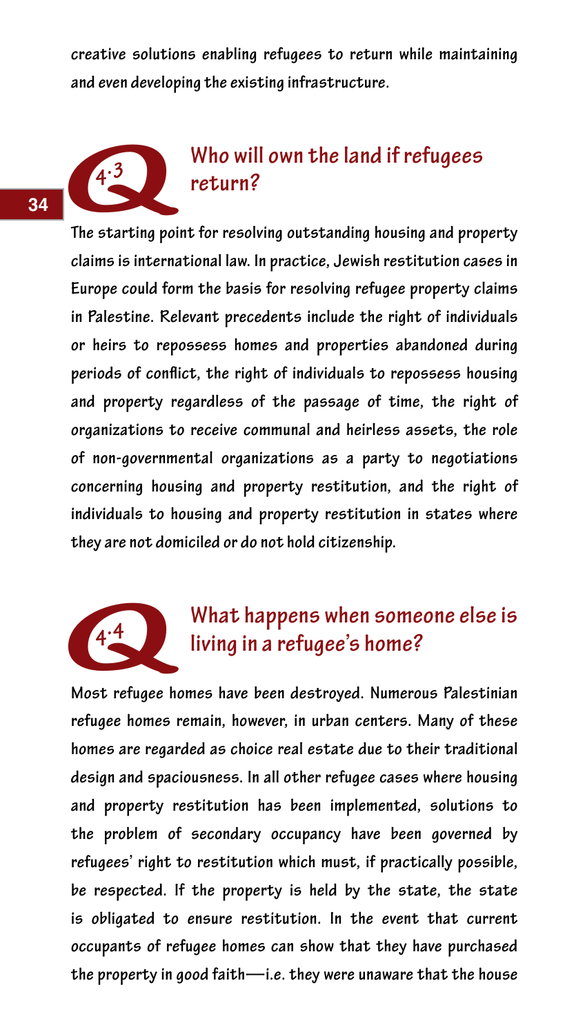creative solutions enabling refugees to return while maintaining and even developing the existing infrastructure.

## Q 4.3 Who will own the land if refugees return?

The starting point for resolving outstanding housing and property claims is international law. In practice, Jewish restitution cases in Europe could form the basis for resolving refugee property claims in Palestine. Relevant precedents include the right of individuals or heirs to repossess homes and properties abandoned during periods of conflict, the right of individuals to repossess housing and property regardless of the passage of time, the right of organizations to receive communal and heirless assets, the role of non-governmental organizations as a party to negotiations concerning housing and property restitution, and the right of individuals to housing and property restitution in states where they are not domiciled or do not hold citizenship.

## Q 4.4 What happens when someone else is living in a refugee's home?

Most refugee homes have been destroyed. Numerous Palestinian refugee homes remain, however, in urban centers. Many of these homes are regarded as choice real estate due to their traditional design and spaciousness. In all other refugee cases where housing and property restitution has been implemented, solutions to the problem of secondary occupancy have been governed by refugees' right to restitution which must, if practically possible, be respected. If the property is held by the state, the state is obligated to ensure restitution. In the event that current occupants of refugee homes can show that they have purchased the property in good faith—i.e. they were unaware that the house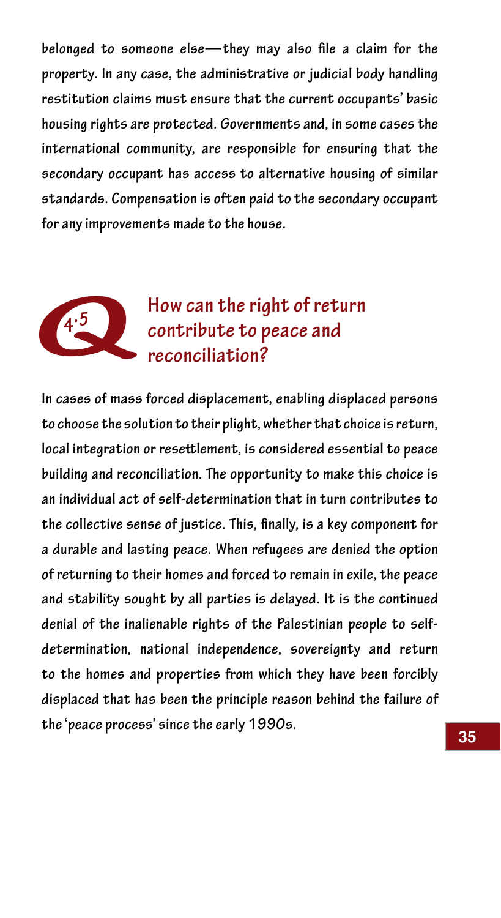belonged to someone else—they may also file a claim for the property. In any case, the administrative or judicial body handling restitution claims must ensure that the current occupants' basic housing rights are protected. Governments and, in some cases the international community, are responsible for ensuring that the secondary occupant has access to alternative housing of similar standards. Compensation is often paid to the secondary occupant for any improvements made to the house.

## Q 4.5 How can the right of return contribute to peace and reconciliation?

In cases of mass forced displacement, enabling displaced persons to choose the solution to their plight, whether that choice is return, local integration or resettlement, is considered essential to peace building and reconciliation. The opportunity to make this choice is an individual act of self-determination that in turn contributes to the collective sense of justice. This, finally, is a key component for a durable and lasting peace. When refugees are denied the option of returning to their homes and forced to remain in exile, the peace and stability sought by all parties is delayed. It is the continued denial of the inalienable rights of the Palestinian people to self-determination, national independence, sovereignty and return to the homes and properties from which they have been forcibly displaced that has been the principle reason behind the failure of the 'peace process' since the early 1990s.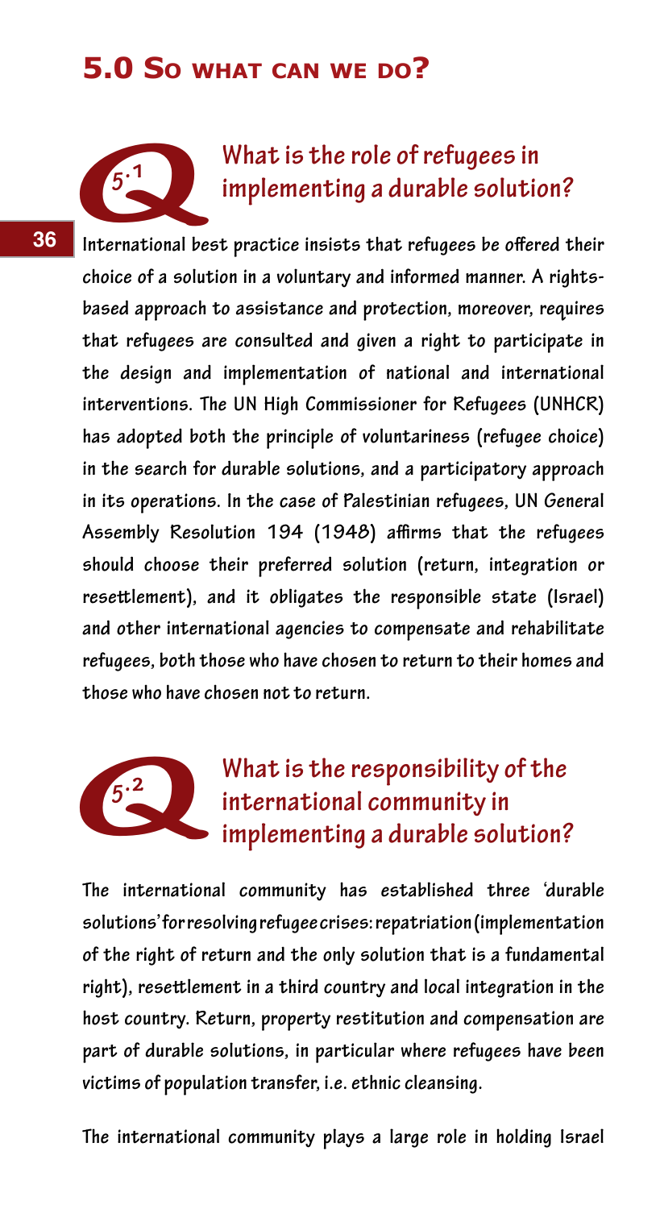# 5.0 So what can we do?

## Q 5.1 What is the role of refugees in implementing a durable solution?

International best practice insists that refugees be offered their choice of a solution in a voluntary and informed manner. A rights-based approach to assistance and protection, moreover, requires that refugees are consulted and given a right to participate in the design and implementation of national and international interventions. The UN High Commissioner for Refugees (UNHCR) has adopted both the principle of voluntariness (refugee choice) in the search for durable solutions, and a participatory approach in its operations. In the case of Palestinian refugees, UN General Assembly Resolution 194 (1948) affirms that the refugees should choose their preferred solution (return, integration or resettlement), and it obligates the responsible state (Israel) and other international agencies to compensate and rehabilitate refugees, both those who have chosen to return to their homes and those who have chosen not to return.

## Q 5.2 What is the responsibility of the international community in implementing a durable solution?

The international community has established three 'durable solutions' for resolving refugee crises: repatriation (implementation of the right of return and the only solution that is a fundamental right), resettlement in a third country and local integration in the host country. Return, property restitution and compensation are part of durable solutions, in particular where refugees have been victims of population transfer, i.e. ethnic cleansing.

The international community plays a large role in holding Israel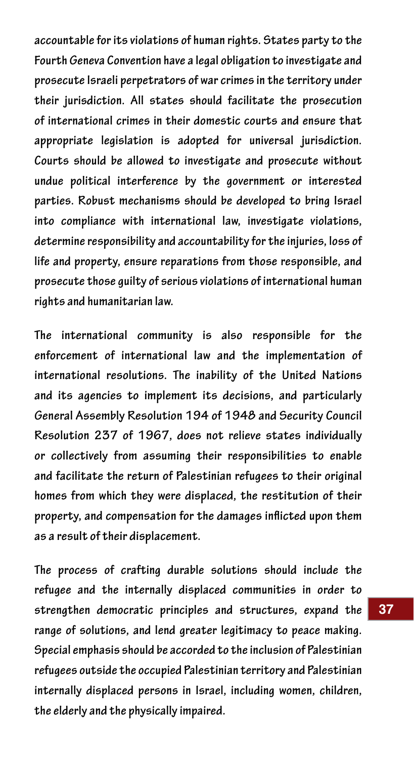accountable for its violations of human rights. States party to the Fourth Geneva Convention have a legal obligation to investigate and prosecute Israeli perpetrators of war crimes in the territory under their jurisdiction. All states should facilitate the prosecution of international crimes in their domestic courts and ensure that appropriate legislation is adopted for universal jurisdiction. Courts should be allowed to investigate and prosecute without undue political interference by the government or interested parties. Robust mechanisms should be developed to bring Israel into compliance with international law, investigate violations, determine responsibility and accountability for the injuries, loss of life and property, ensure reparations from those responsible, and prosecute those guilty of serious violations of international human rights and humanitarian law.

The international community is also responsible for the enforcement of international law and the implementation of international resolutions. The inability of the United Nations and its agencies to implement its decisions, and particularly General Assembly Resolution 194 of 1948 and Security Council Resolution 237 of 1967, does not relieve states individually or collectively from assuming their responsibilities to enable and facilitate the return of Palestinian refugees to their original homes from which they were displaced, the restitution of their property, and compensation for the damages inflicted upon them as a result of their displacement.

The process of crafting durable solutions should include the refugee and the internally displaced communities in order to strengthen democratic principles and structures, expand the range of solutions, and lend greater legitimacy to peace making. Special emphasis should be accorded to the inclusion of Palestinian refugees outside the occupied Palestinian territory and Palestinian internally displaced persons in Israel, including women, children, the elderly and the physically impaired.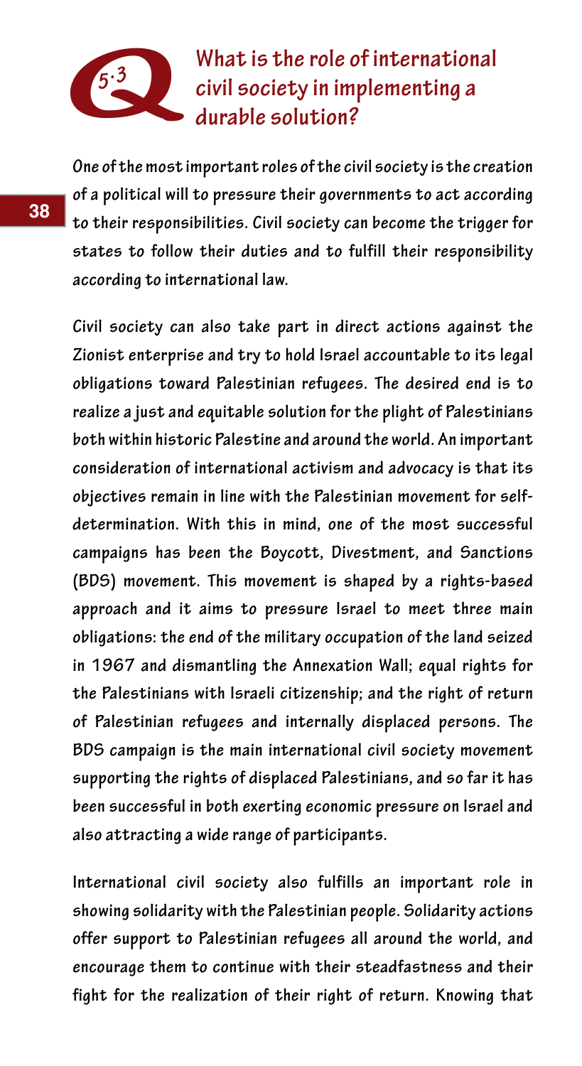## Q 5.3 What is the role of international civil society in implementing a durable solution?

One of the most important roles of the civil society is the creation of a political will to pressure their governments to act according to their responsibilities. Civil society can become the trigger for states to follow their duties and to fulfill their responsibility according to international law.

Civil society can also take part in direct actions against the Zionist enterprise and try to hold Israel accountable to its legal obligations toward Palestinian refugees. The desired end is to realize a just and equitable solution for the plight of Palestinians both within historic Palestine and around the world. An important consideration of international activism and advocacy is that its objectives remain in line with the Palestinian movement for self-determination. With this in mind, one of the most successful campaigns has been the Boycott, Divestment, and Sanctions (BDS) movement. This movement is shaped by a rights-based approach and it aims to pressure Israel to meet three main obligations: the end of the military occupation of the land seized in 1967 and dismantling the Annexation Wall; equal rights for the Palestinians with Israeli citizenship; and the right of return of Palestinian refugees and internally displaced persons. The BDS campaign is the main international civil society movement supporting the rights of displaced Palestinians, and so far it has been successful in both exerting economic pressure on Israel and also attracting a wide range of participants.

International civil society also fulfills an important role in showing solidarity with the Palestinian people. Solidarity actions offer support to Palestinian refugees all around the world, and encourage them to continue with their steadfastness and their fight for the realization of their right of return. Knowing that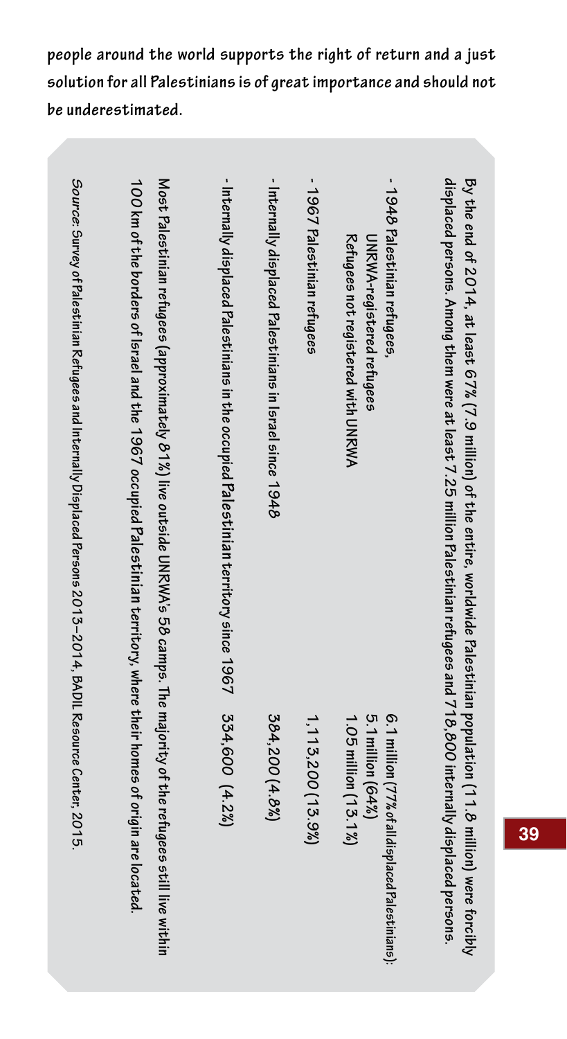**people around the world supports the right of return and a just solution for all Palestinians is of great importance and should not be underestimated.**

By the end of 2014, at least 67% (7.9 million) of the entire, worldwide Palestinian population (11.8 million) were forcibly displaced persons. Among them were at least 7.25 million Palestinian refugees and 718,800 internally displaced persons.

| | |
|---|---|
| - 1948 Palestinian refugees, | 6.1 million (77% of all displaced Palestinians): |
| UNRWA-registered refugees | 5.1 million (64%) |
| Refugees not registered with UNRWA | 1.05 million (13.1%) |
| - 1967 Palestinian refugees | 1,113,200 (13.9%) |
| - Internally displaced Palestinians in Israel since 1948 | 384,200 (4.8%) |
| - Internally displaced Palestinians in the occupied Palestinian territory since 1967 | 334,600 (4.2%) |

Most Palestinian refugees (approximately 81%) live outside UNRWA's 58 camps. The majority of the refugees still live within 100 km of the borders of Israel and the 1967 occupied Palestinian territory, where their homes of origin are located.

*Source:* Survey of Palestinian Refugees and Internally Displaced Persons 2013–2014, BADIL Resource Center, 2015.